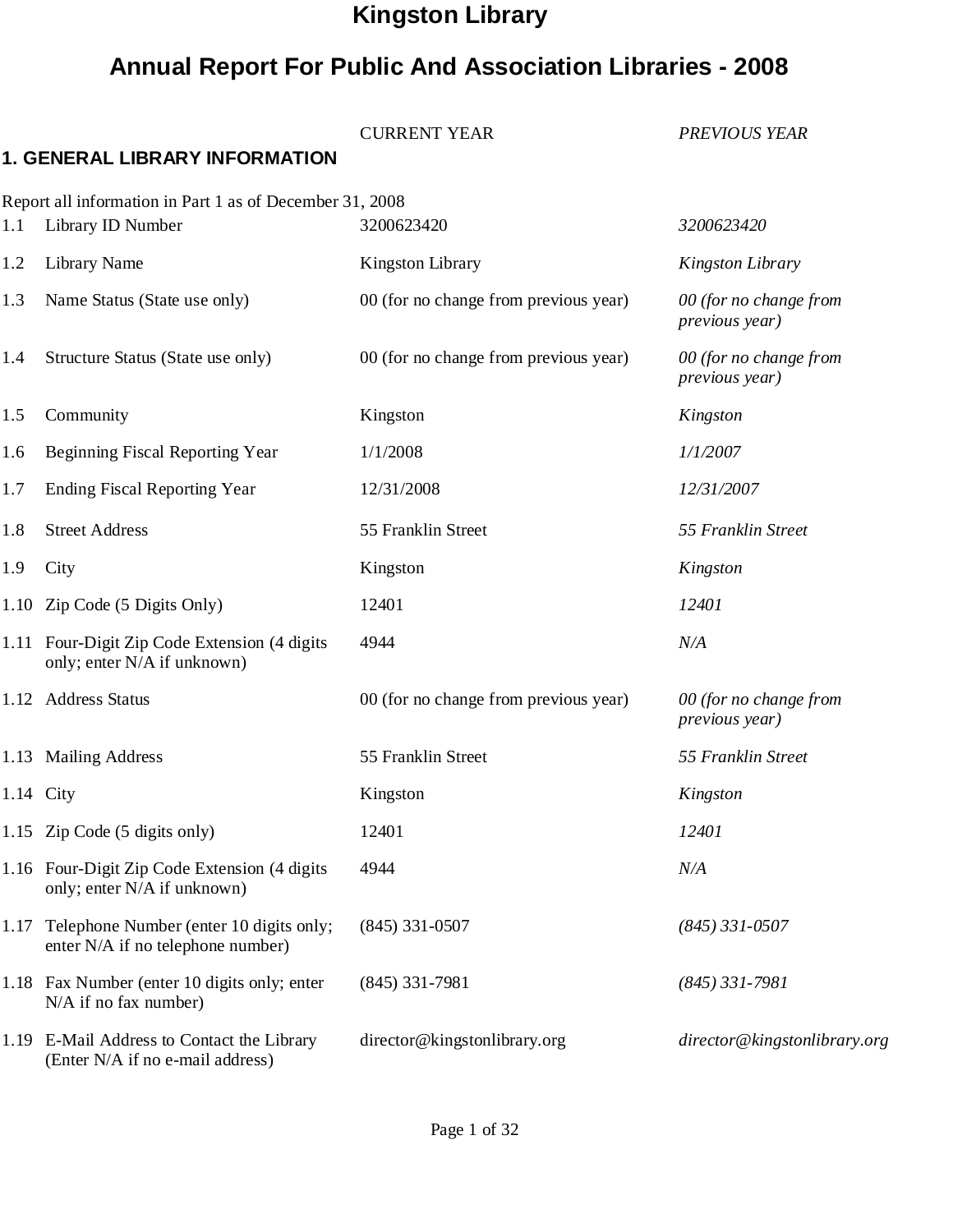# Kingston Library

## Annual Report For Public And Association Libraries - 2008

### 1. GENERAL LIBRARY INFORMATION

Report all information in Part 1 as of December 31, 2008

| | | CURRENT YEAR | *PREVIOUS YEAR* |
|---|---|---|---|
| 1.1 | Library ID Number | 3200623420 | *3200623420* |
| 1.2 | Library Name | Kingston Library | *Kingston Library* |
| 1.3 | Name Status (State use only) | 00 (for no change from previous year) | *00 (for no change from previous year)* |
| 1.4 | Structure Status (State use only) | 00 (for no change from previous year) | *00 (for no change from previous year)* |
| 1.5 | Community | Kingston | *Kingston* |
| 1.6 | Beginning Fiscal Reporting Year | 1/1/2008 | *1/1/2007* |
| 1.7 | Ending Fiscal Reporting Year | 12/31/2008 | *12/31/2007* |
| 1.8 | Street Address | 55 Franklin Street | *55 Franklin Street* |
| 1.9 | City | Kingston | *Kingston* |
| 1.10 | Zip Code (5 Digits Only) | 12401 | *12401* |
| 1.11 | Four-Digit Zip Code Extension (4 digits only; enter N/A if unknown) | 4944 | *N/A* |
| 1.12 | Address Status | 00 (for no change from previous year) | *00 (for no change from previous year)* |
| 1.13 | Mailing Address | 55 Franklin Street | *55 Franklin Street* |
| 1.14 | City | Kingston | *Kingston* |
| 1.15 | Zip Code (5 digits only) | 12401 | *12401* |
| 1.16 | Four-Digit Zip Code Extension (4 digits only; enter N/A if unknown) | 4944 | *N/A* |
| 1.17 | Telephone Number (enter 10 digits only; enter N/A if no telephone number) | (845) 331-0507 | *(845) 331-0507* |
| 1.18 | Fax Number (enter 10 digits only; enter N/A if no fax number) | (845) 331-7981 | *(845) 331-7981* |
| 1.19 | E-Mail Address to Contact the Library (Enter N/A if no e-mail address) | director@kingstonlibrary.org | *director@kingstonlibrary.org* |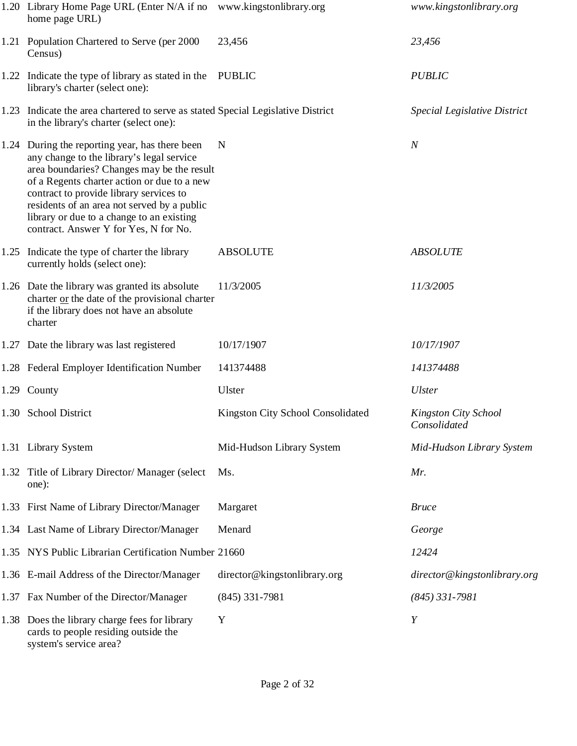| | | | |
|---|---|---|---|
| 1.20 | Library Home Page URL (Enter N/A if no home page URL) | www.kingstonlibrary.org | *www.kingstonlibrary.org* |
| 1.21 | Population Chartered to Serve (per 2000 Census) | 23,456 | *23,456* |
| 1.22 | Indicate the type of library as stated in the library's charter (select one): | PUBLIC | *PUBLIC* |
| 1.23 | Indicate the area chartered to serve as stated in the library's charter (select one): | Special Legislative District | *Special Legislative District* |
| 1.24 | During the reporting year, has there been any change to the library's legal service area boundaries? Changes may be the result of a Regents charter action or due to a new contract to provide library services to residents of an area not served by a public library or due to a change to an existing contract. Answer Y for Yes, N for No. | N | *N* |
| 1.25 | Indicate the type of charter the library currently holds (select one): | ABSOLUTE | *ABSOLUTE* |
| 1.26 | Date the library was granted its absolute charter or the date of the provisional charter if the library does not have an absolute charter | 11/3/2005 | *11/3/2005* |
| 1.27 | Date the library was last registered | 10/17/1907 | *10/17/1907* |
| 1.28 | Federal Employer Identification Number | 141374488 | *141374488* |
| 1.29 | County | Ulster | *Ulster* |
| 1.30 | School District | Kingston City School Consolidated | *Kingston City School Consolidated* |
| 1.31 | Library System | Mid-Hudson Library System | *Mid-Hudson Library System* |
| 1.32 | Title of Library Director/ Manager (select one): | Ms. | *Mr.* |
| 1.33 | First Name of Library Director/Manager | Margaret | *Bruce* |
| 1.34 | Last Name of Library Director/Manager | Menard | *George* |
| 1.35 | NYS Public Librarian Certification Number | 21660 | *12424* |
| 1.36 | E-mail Address of the Director/Manager | director@kingstonlibrary.org | *director@kingstonlibrary.org* |
| 1.37 | Fax Number of the Director/Manager | (845) 331-7981 | *(845) 331-7981* |
| 1.38 | Does the library charge fees for library cards to people residing outside the system's service area? | Y | *Y* |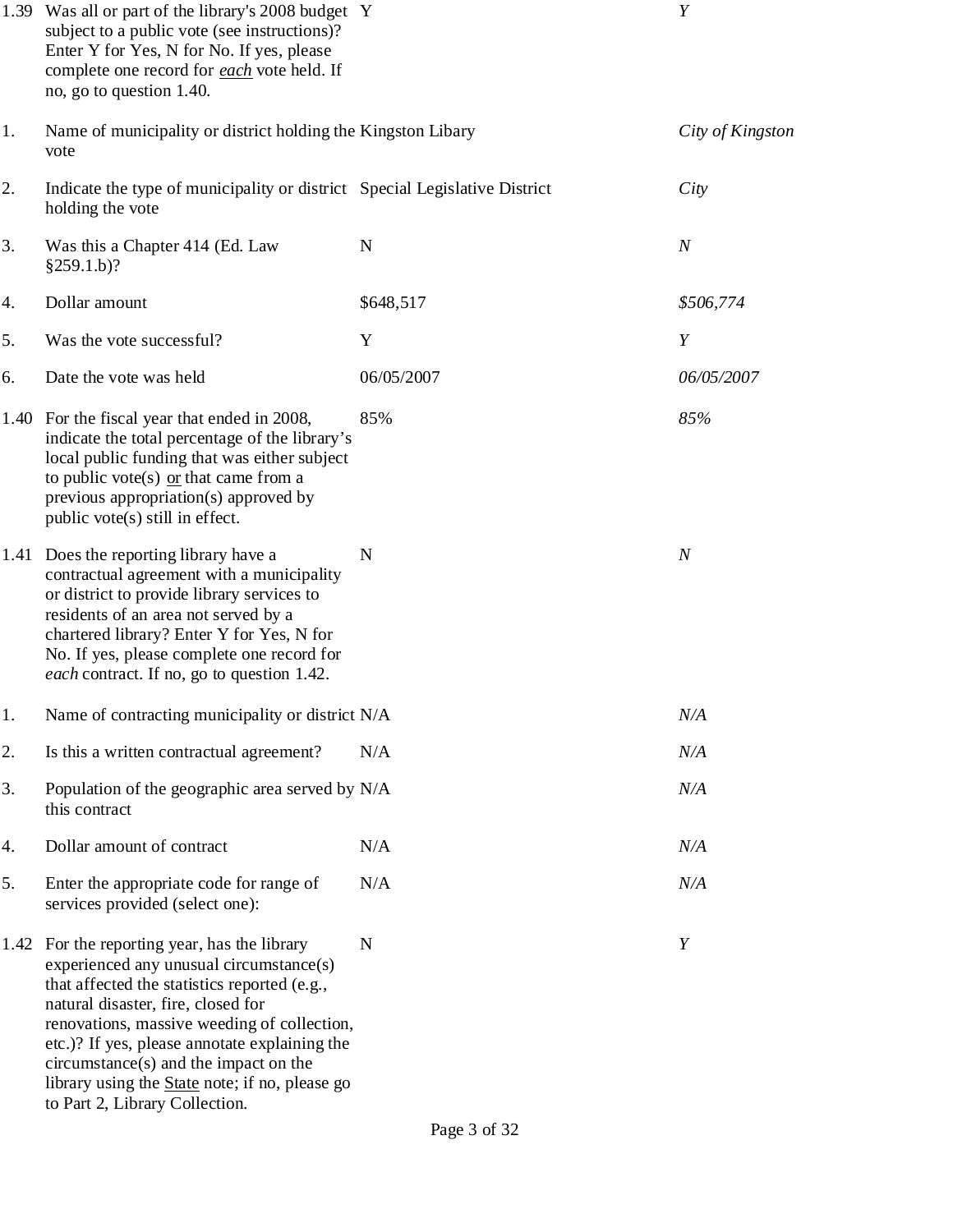| | | | |
|---|---|---|---|
| 1.39 | Was all or part of the library's 2008 budget subject to a public vote (see instructions)? Enter Y for Yes, N for No. If yes, please complete one record for *each* vote held. If no, go to question 1.40. | Y | *Y* |
| 1. | Name of municipality or district holding the vote | Kingston Libary | *City of Kingston* |
| 2. | Indicate the type of municipality or district holding the vote | Special Legislative District | *City* |
| 3. | Was this a Chapter 414 (Ed. Law §259.1.b)? | N | *N* |
| 4. | Dollar amount | $648,517 | *$506,774* |
| 5. | Was the vote successful? | Y | *Y* |
| 6. | Date the vote was held | 06/05/2007 | *06/05/2007* |
| 1.40 | For the fiscal year that ended in 2008, indicate the total percentage of the library's local public funding that was either subject to public vote(s) or that came from a previous appropriation(s) approved by public vote(s) still in effect. | 85% | *85%* |
| 1.41 | Does the reporting library have a contractual agreement with a municipality or district to provide library services to residents of an area not served by a chartered library? Enter Y for Yes, N for No. If yes, please complete one record for *each* contract. If no, go to question 1.42. | N | *N* |
| 1. | Name of contracting municipality or district | N/A | *N/A* |
| 2. | Is this a written contractual agreement? | N/A | *N/A* |
| 3. | Population of the geographic area served by this contract | N/A | *N/A* |
| 4. | Dollar amount of contract | N/A | *N/A* |
| 5. | Enter the appropriate code for range of services provided (select one): | N/A | *N/A* |
| 1.42 | For the reporting year, has the library experienced any unusual circumstance(s) that affected the statistics reported (e.g., natural disaster, fire, closed for renovations, massive weeding of collection, etc.)? If yes, please annotate explaining the circumstance(s) and the impact on the library using the State note; if no, please go to Part 2, Library Collection. | N | *Y* |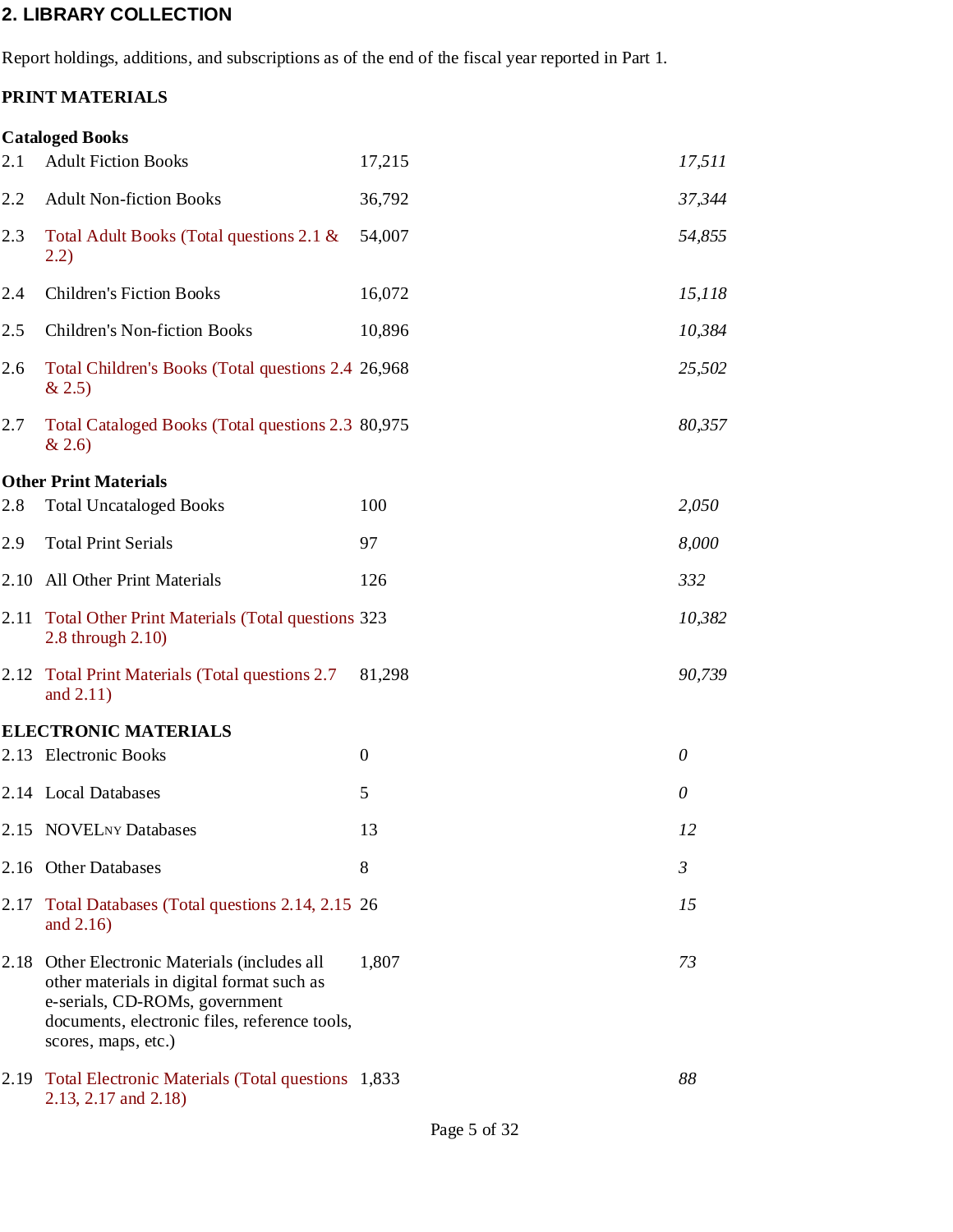## 2. LIBRARY COLLECTION

Report holdings, additions, and subscriptions as of the end of the fiscal year reported in Part 1.

**PRINT MATERIALS**

**Cataloged Books**

| | | | |
|---|---|---|---|
| 2.1 | Adult Fiction Books | 17,215 | *17,511* |
| 2.2 | Adult Non-fiction Books | 36,792 | *37,344* |
| 2.3 | Total Adult Books (Total questions 2.1 & 2.2) | 54,007 | *54,855* |
| 2.4 | Children's Fiction Books | 16,072 | *15,118* |
| 2.5 | Children's Non-fiction Books | 10,896 | *10,384* |
| 2.6 | Total Children's Books (Total questions 2.4 & 2.5) | 26,968 | *25,502* |
| 2.7 | Total Cataloged Books (Total questions 2.3 & 2.6) | 80,975 | *80,357* |

**Other Print Materials**

| | | | |
|---|---|---|---|
| 2.8 | Total Uncataloged Books | 100 | *2,050* |
| 2.9 | Total Print Serials | 97 | *8,000* |
| 2.10 | All Other Print Materials | 126 | *332* |
| 2.11 | Total Other Print Materials (Total questions 2.8 through 2.10) | 323 | *10,382* |
| 2.12 | Total Print Materials (Total questions 2.7 and 2.11) | 81,298 | *90,739* |

**ELECTRONIC MATERIALS**

| | | | |
|---|---|---|---|
| 2.13 | Electronic Books | 0 | *0* |
| 2.14 | Local Databases | 5 | *0* |
| 2.15 | NOVELNY Databases | 13 | *12* |
| 2.16 | Other Databases | 8 | *3* |
| 2.17 | Total Databases (Total questions 2.14, 2.15 and 2.16) | 26 | *15* |
| 2.18 | Other Electronic Materials (includes all other materials in digital format such as e-serials, CD-ROMs, government documents, electronic files, reference tools, scores, maps, etc.) | 1,807 | *73* |
| 2.19 | Total Electronic Materials (Total questions 2.13, 2.17 and 2.18) | 1,833 | *88* |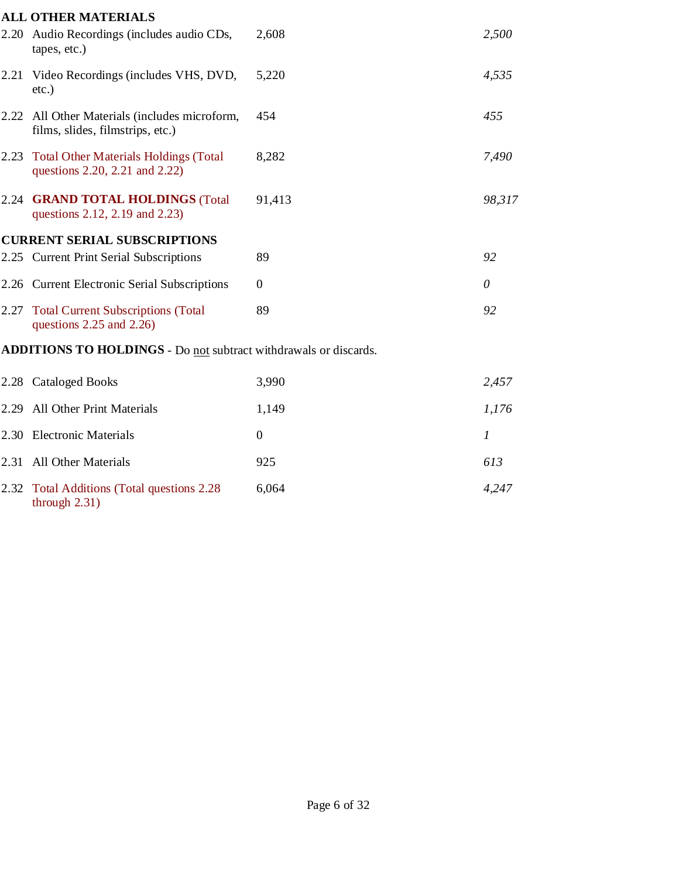**ALL OTHER MATERIALS**

| | | | |
|---|---|---|---|
| 2.20 | Audio Recordings (includes audio CDs, tapes, etc.) | 2,608 | *2,500* |
| 2.21 | Video Recordings (includes VHS, DVD, etc.) | 5,220 | *4,535* |
| 2.22 | All Other Materials (includes microform, films, slides, filmstrips, etc.) | 454 | *455* |
| 2.23 | Total Other Materials Holdings (Total questions 2.20, 2.21 and 2.22) | 8,282 | *7,490* |
| 2.24 | **GRAND TOTAL HOLDINGS** (Total questions 2.12, 2.19 and 2.23) | 91,413 | *98,317* |

**CURRENT SERIAL SUBSCRIPTIONS**

| | | | |
|---|---|---|---|
| 2.25 | Current Print Serial Subscriptions | 89 | *92* |
| 2.26 | Current Electronic Serial Subscriptions | 0 | *0* |
| 2.27 | Total Current Subscriptions (Total questions 2.25 and 2.26) | 89 | *92* |

**ADDITIONS TO HOLDINGS** - Do not subtract withdrawals or discards.

| | | | |
|---|---|---|---|
| 2.28 | Cataloged Books | 3,990 | *2,457* |
| 2.29 | All Other Print Materials | 1,149 | *1,176* |
| 2.30 | Electronic Materials | 0 | *1* |
| 2.31 | All Other Materials | 925 | *613* |
| 2.32 | Total Additions (Total questions 2.28 through 2.31) | 6,064 | *4,247* |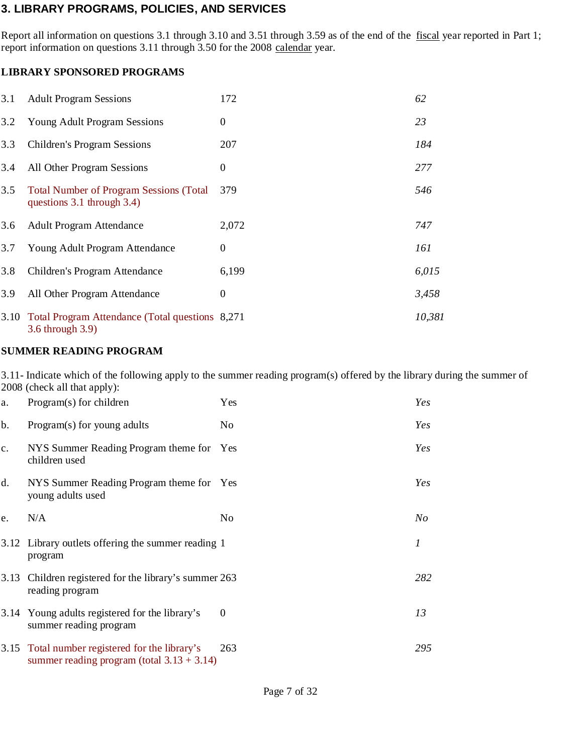### 3. LIBRARY PROGRAMS, POLICIES, AND SERVICES

Report all information on questions 3.1 through 3.10 and 3.51 through 3.59 as of the end of the fiscal year reported in Part 1; report information on questions 3.11 through 3.50 for the 2008 calendar year.

**LIBRARY SPONSORED PROGRAMS**

| | | | |
|---|---|---|---|
| 3.1 | Adult Program Sessions | 172 | *62* |
| 3.2 | Young Adult Program Sessions | 0 | *23* |
| 3.3 | Children's Program Sessions | 207 | *184* |
| 3.4 | All Other Program Sessions | 0 | *277* |
| 3.5 | Total Number of Program Sessions (Total questions 3.1 through 3.4) | 379 | *546* |
| 3.6 | Adult Program Attendance | 2,072 | *747* |
| 3.7 | Young Adult Program Attendance | 0 | *161* |
| 3.8 | Children's Program Attendance | 6,199 | *6,015* |
| 3.9 | All Other Program Attendance | 0 | *3,458* |
| 3.10 | Total Program Attendance (Total questions 3.6 through 3.9) | 8,271 | *10,381* |

**SUMMER READING PROGRAM**

3.11- Indicate which of the following apply to the summer reading program(s) offered by the library during the summer of 2008 (check all that apply):

| | | | |
|---|---|---|---|
| a. | Program(s) for children | Yes | *Yes* |
| b. | Program(s) for young adults | No | *Yes* |
| c. | NYS Summer Reading Program theme for children used | Yes | *Yes* |
| d. | NYS Summer Reading Program theme for young adults used | Yes | *Yes* |
| e. | N/A | No | *No* |
| 3.12 | Library outlets offering the summer reading program | 1 | *1* |
| 3.13 | Children registered for the library's summer reading program | 263 | *282* |
| 3.14 | Young adults registered for the library's summer reading program | 0 | *13* |
| 3.15 | Total number registered for the library's summer reading program (total 3.13 + 3.14) | 263 | *295* |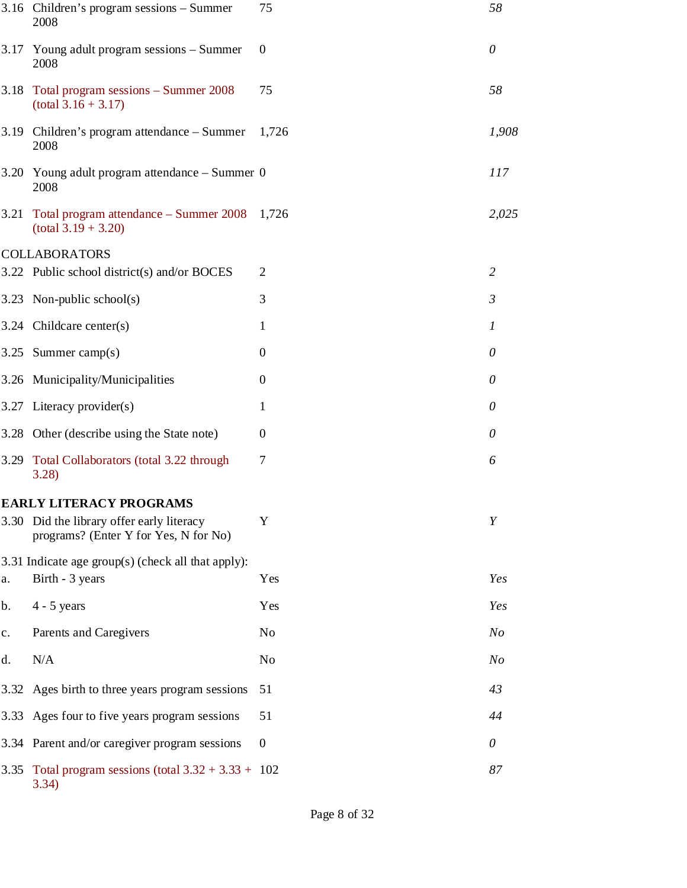| | | | |
|---|---|---|---|
| 3.16 | Children's program sessions – Summer 2008 | 75 | *58* |
| 3.17 | Young adult program sessions – Summer 2008 | 0 | *0* |
| 3.18 | Total program sessions – Summer 2008 (total 3.16 + 3.17) | 75 | *58* |
| 3.19 | Children's program attendance – Summer 2008 | 1,726 | *1,908* |
| 3.20 | Young adult program attendance – Summer 2008 | 0 | *117* |
| 3.21 | Total program attendance – Summer 2008 (total 3.19 + 3.20) | 1,726 | *2,025* |

COLLABORATORS

| | | | |
|---|---|---|---|
| 3.22 | Public school district(s) and/or BOCES | 2 | *2* |
| 3.23 | Non-public school(s) | 3 | *3* |
| 3.24 | Childcare center(s) | 1 | *1* |
| 3.25 | Summer camp(s) | 0 | *0* |
| 3.26 | Municipality/Municipalities | 0 | *0* |
| 3.27 | Literacy provider(s) | 1 | *0* |
| 3.28 | Other (describe using the State note) | 0 | *0* |
| 3.29 | Total Collaborators (total 3.22 through 3.28) | 7 | *6* |

**EARLY LITERACY PROGRAMS**

| | | | |
|---|---|---|---|
| 3.30 | Did the library offer early literacy programs? (Enter Y for Yes, N for No) | Y | *Y* |

3.31 Indicate age group(s) (check all that apply):

| | | | |
|---|---|---|---|
| a. | Birth - 3 years | Yes | *Yes* |
| b. | 4 - 5 years | Yes | *Yes* |
| c. | Parents and Caregivers | No | *No* |
| d. | N/A | No | *No* |
| 3.32 | Ages birth to three years program sessions | 51 | *43* |
| 3.33 | Ages four to five years program sessions | 51 | *44* |
| 3.34 | Parent and/or caregiver program sessions | 0 | *0* |
| 3.35 | Total program sessions (total 3.32 + 3.33 + 3.34) | 102 | *87* |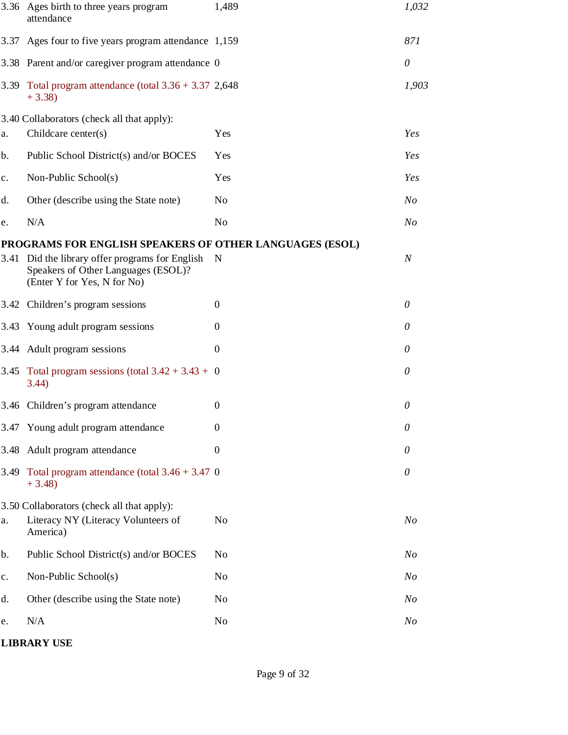| | | | |
|---|---|---|---|
| 3.36 | Ages birth to three years program attendance | 1,489 | *1,032* |
| 3.37 | Ages four to five years program attendance | 1,159 | *871* |
| 3.38 | Parent and/or caregiver program attendance | 0 | *0* |
| 3.39 | Total program attendance (total 3.36 + 3.37 + 3.38) | 2,648 | *1,903* |

3.40 Collaborators (check all that apply):

| | | | |
|---|---|---|---|
| a. | Childcare center(s) | Yes | *Yes* |
| b. | Public School District(s) and/or BOCES | Yes | *Yes* |
| c. | Non-Public School(s) | Yes | *Yes* |
| d. | Other (describe using the State note) | No | *No* |
| e. | N/A | No | *No* |

**PROGRAMS FOR ENGLISH SPEAKERS OF OTHER LANGUAGES (ESOL)**

| | | | |
|---|---|---|---|
| 3.41 | Did the library offer programs for English Speakers of Other Languages (ESOL)? (Enter Y for Yes, N for No) | N | *N* |
| 3.42 | Children’s program sessions | 0 | *0* |
| 3.43 | Young adult program sessions | 0 | *0* |
| 3.44 | Adult program sessions | 0 | *0* |
| 3.45 | Total program sessions (total 3.42 + 3.43 + 3.44) | 0 | *0* |
| 3.46 | Children’s program attendance | 0 | *0* |
| 3.47 | Young adult program attendance | 0 | *0* |
| 3.48 | Adult program attendance | 0 | *0* |
| 3.49 | Total program attendance (total 3.46 + 3.47 + 3.48) | 0 | *0* |

3.50 Collaborators (check all that apply):

| | | | |
|---|---|---|---|
| a. | Literacy NY (Literacy Volunteers of America) | No | *No* |
| b. | Public School District(s) and/or BOCES | No | *No* |
| c. | Non-Public School(s) | No | *No* |
| d. | Other (describe using the State note) | No | *No* |
| e. | N/A | No | *No* |

**LIBRARY USE**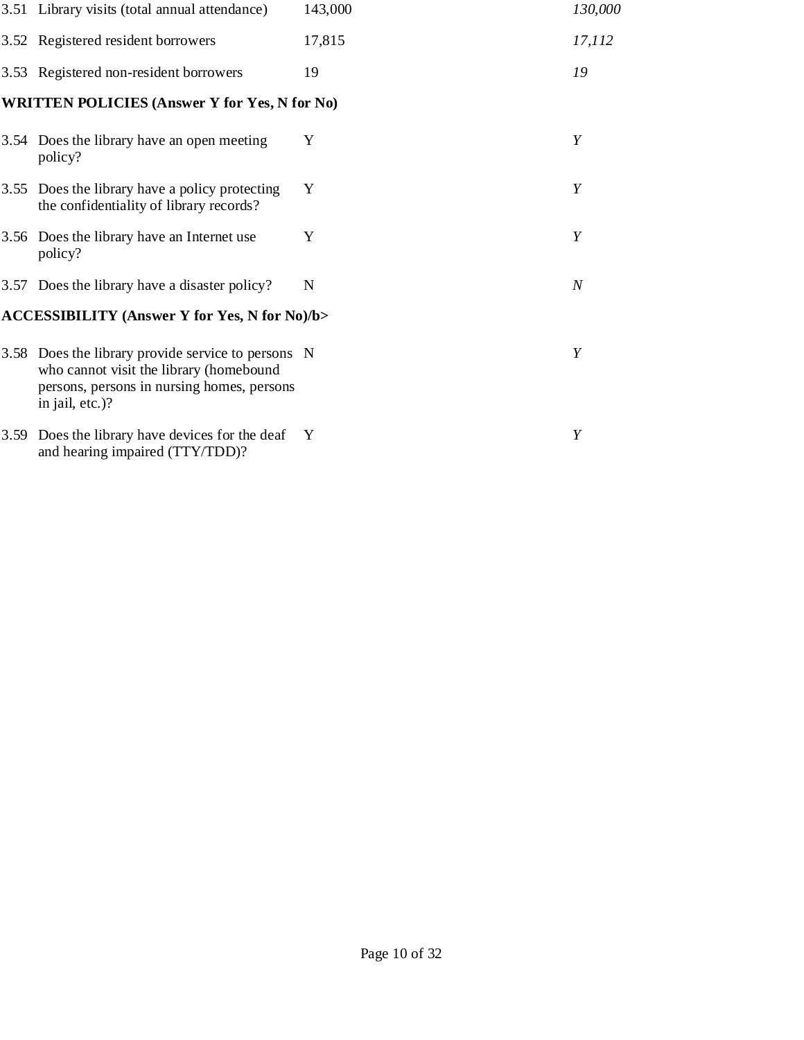| | | | |
|---|---|---|---|
| 3.51 | Library visits (total annual attendance) | 143,000 | *130,000* |
| 3.52 | Registered resident borrowers | 17,815 | *17,112* |
| 3.53 | Registered non-resident borrowers | 19 | *19* |

**WRITTEN POLICIES (Answer Y for Yes, N for No)**

| | | | |
|---|---|---|---|
| 3.54 | Does the library have an open meeting policy? | Y | *Y* |
| 3.55 | Does the library have a policy protecting the confidentiality of library records? | Y | *Y* |
| 3.56 | Does the library have an Internet use policy? | Y | *Y* |
| 3.57 | Does the library have a disaster policy? | N | *N* |

**ACCESSIBILITY (Answer Y for Yes, N for No)/b>**

| | | | |
|---|---|---|---|
| 3.58 | Does the library provide service to persons who cannot visit the library (homebound persons, persons in nursing homes, persons in jail, etc.)? | N | *Y* |
| 3.59 | Does the library have devices for the deaf and hearing impaired (TTY/TDD)? | Y | *Y* |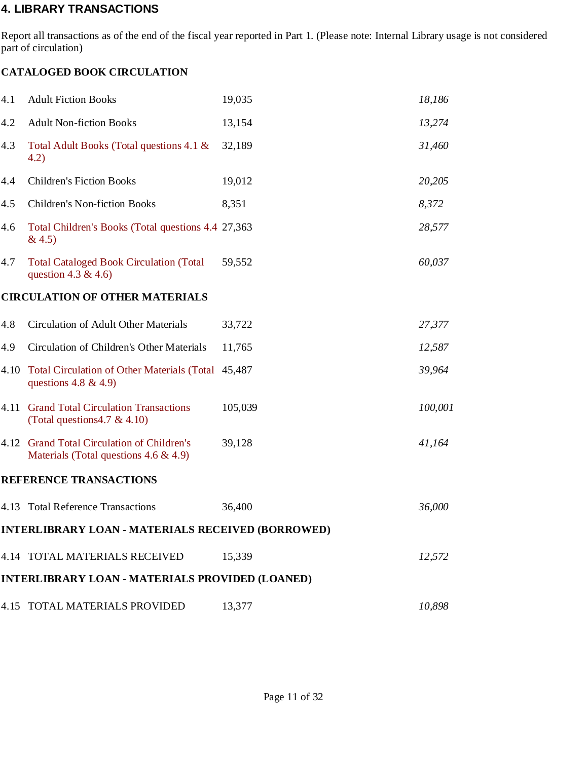## 4. LIBRARY TRANSACTIONS

Report all transactions as of the end of the fiscal year reported in Part 1. (Please note: Internal Library usage is not considered part of circulation)

### CATALOGED BOOK CIRCULATION

| | | | |
|---|---|---|---|
| 4.1 | Adult Fiction Books | 19,035 | *18,186* |
| 4.2 | Adult Non-fiction Books | 13,154 | *13,274* |
| 4.3 | Total Adult Books (Total questions 4.1 & 4.2) | 32,189 | *31,460* |
| 4.4 | Children's Fiction Books | 19,012 | *20,205* |
| 4.5 | Children's Non-fiction Books | 8,351 | *8,372* |
| 4.6 | Total Children's Books (Total questions 4.4 & 4.5) | 27,363 | *28,577* |
| 4.7 | Total Cataloged Book Circulation (Total question 4.3 & 4.6) | 59,552 | *60,037* |

### CIRCULATION OF OTHER MATERIALS

| | | | |
|---|---|---|---|
| 4.8 | Circulation of Adult Other Materials | 33,722 | *27,377* |
| 4.9 | Circulation of Children's Other Materials | 11,765 | *12,587* |
| 4.10 | Total Circulation of Other Materials (Total questions 4.8 & 4.9) | 45,487 | *39,964* |
| 4.11 | Grand Total Circulation Transactions (Total questions4.7 & 4.10) | 105,039 | *100,001* |
| 4.12 | Grand Total Circulation of Children's Materials (Total questions 4.6 & 4.9) | 39,128 | *41,164* |

### REFERENCE TRANSACTIONS

| | | | |
|---|---|---|---|
| 4.13 | Total Reference Transactions | 36,400 | *36,000* |

### INTERLIBRARY LOAN - MATERIALS RECEIVED (BORROWED)

| | | | |
|---|---|---|---|
| 4.14 | TOTAL MATERIALS RECEIVED | 15,339 | *12,572* |

### INTERLIBRARY LOAN - MATERIALS PROVIDED (LOANED)

| | | | |
|---|---|---|---|
| 4.15 | TOTAL MATERIALS PROVIDED | 13,377 | *10,898* |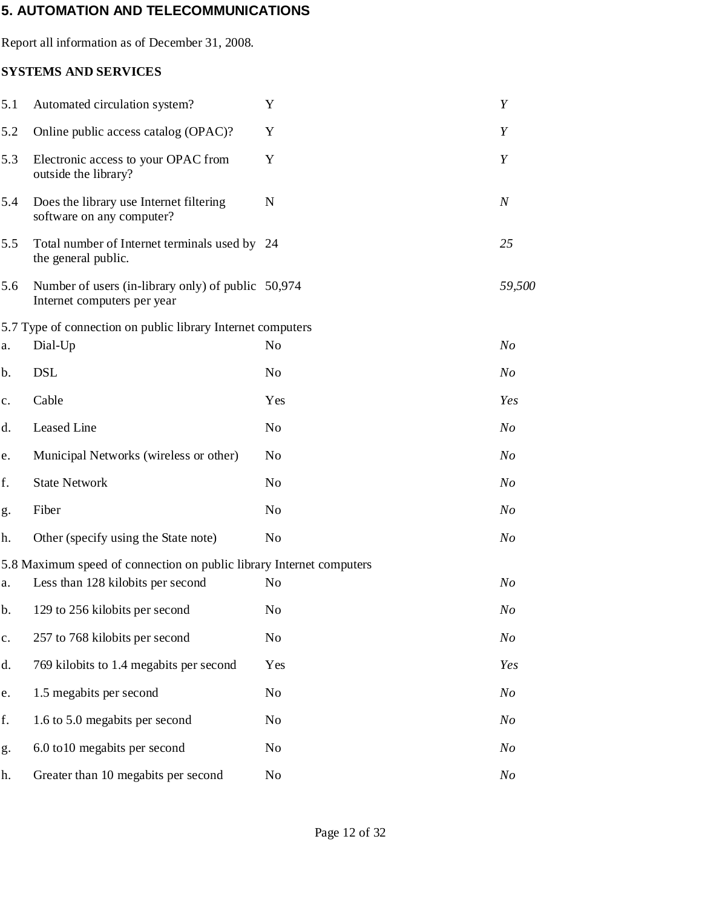## 5. AUTOMATION AND TELECOMMUNICATIONS

Report all information as of December 31, 2008.

**SYSTEMS AND SERVICES**

| | | | |
|---|---|---|---|
| 5.1 | Automated circulation system? | Y | *Y* |
| 5.2 | Online public access catalog (OPAC)? | Y | *Y* |
| 5.3 | Electronic access to your OPAC from outside the library? | Y | *Y* |
| 5.4 | Does the library use Internet filtering software on any computer? | N | *N* |
| 5.5 | Total number of Internet terminals used by the general public. | 24 | *25* |
| 5.6 | Number of users (in-library only) of public Internet computers per year | 50,974 | *59,500* |

5.7 Type of connection on public library Internet computers

| | | | |
|---|---|---|---|
| a. | Dial-Up | No | *No* |
| b. | DSL | No | *No* |
| c. | Cable | Yes | *Yes* |
| d. | Leased Line | No | *No* |
| e. | Municipal Networks (wireless or other) | No | *No* |
| f. | State Network | No | *No* |
| g. | Fiber | No | *No* |
| h. | Other (specify using the State note) | No | *No* |

5.8 Maximum speed of connection on public library Internet computers

| | | | |
|---|---|---|---|
| a. | Less than 128 kilobits per second | No | *No* |
| b. | 129 to 256 kilobits per second | No | *No* |
| c. | 257 to 768 kilobits per second | No | *No* |
| d. | 769 kilobits to 1.4 megabits per second | Yes | *Yes* |
| e. | 1.5 megabits per second | No | *No* |
| f. | 1.6 to 5.0 megabits per second | No | *No* |
| g. | 6.0 to10 megabits per second | No | *No* |
| h. | Greater than 10 megabits per second | No | *No* |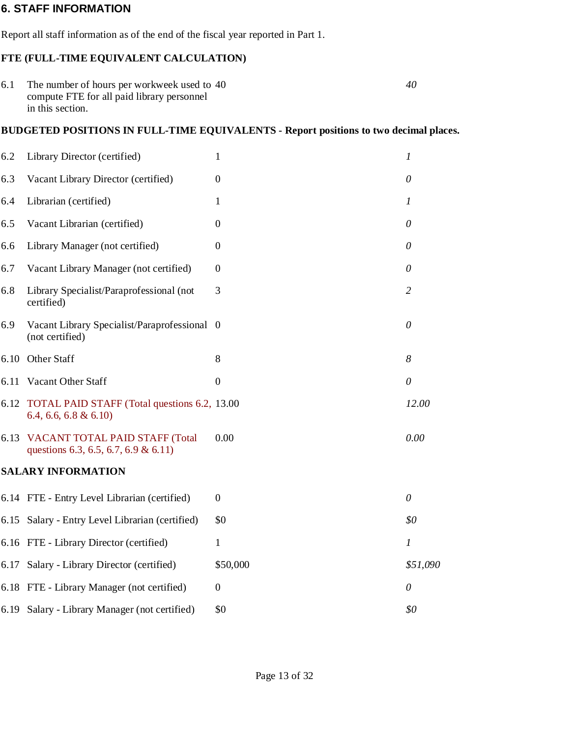## 6. STAFF INFORMATION

Report all staff information as of the end of the fiscal year reported in Part 1.

### FTE (FULL-TIME EQUIVALENT CALCULATION)

| | | | |
|---|---|---|---|
| 6.1 | The number of hours per workweek used to compute FTE for all paid library personnel in this section. | 40 | *40* |

### BUDGETED POSITIONS IN FULL-TIME EQUIVALENTS - Report positions to two decimal places.

| | | | |
|---|---|---|---|
| 6.2 | Library Director (certified) | 1 | *1* |
| 6.3 | Vacant Library Director (certified) | 0 | *0* |
| 6.4 | Librarian (certified) | 1 | *1* |
| 6.5 | Vacant Librarian (certified) | 0 | *0* |
| 6.6 | Library Manager (not certified) | 0 | *0* |
| 6.7 | Vacant Library Manager (not certified) | 0 | *0* |
| 6.8 | Library Specialist/Paraprofessional (not certified) | 3 | *2* |
| 6.9 | Vacant Library Specialist/Paraprofessional (not certified) | 0 | *0* |
| 6.10 | Other Staff | 8 | *8* |
| 6.11 | Vacant Other Staff | 0 | *0* |
| 6.12 | TOTAL PAID STAFF (Total questions 6.2, 6.4, 6.6, 6.8 & 6.10) | 13.00 | *12.00* |
| 6.13 | VACANT TOTAL PAID STAFF (Total questions 6.3, 6.5, 6.7, 6.9 & 6.11) | 0.00 | *0.00* |

### SALARY INFORMATION

| | | | |
|---|---|---|---|
| 6.14 | FTE - Entry Level Librarian (certified) | 0 | *0* |
| 6.15 | Salary - Entry Level Librarian (certified) | $0 | *$0* |
| 6.16 | FTE - Library Director (certified) | 1 | *1* |
| 6.17 | Salary - Library Director (certified) | $50,000 | *$51,090* |
| 6.18 | FTE - Library Manager (not certified) | 0 | *0* |
| 6.19 | Salary - Library Manager (not certified) | $0 | *$0* |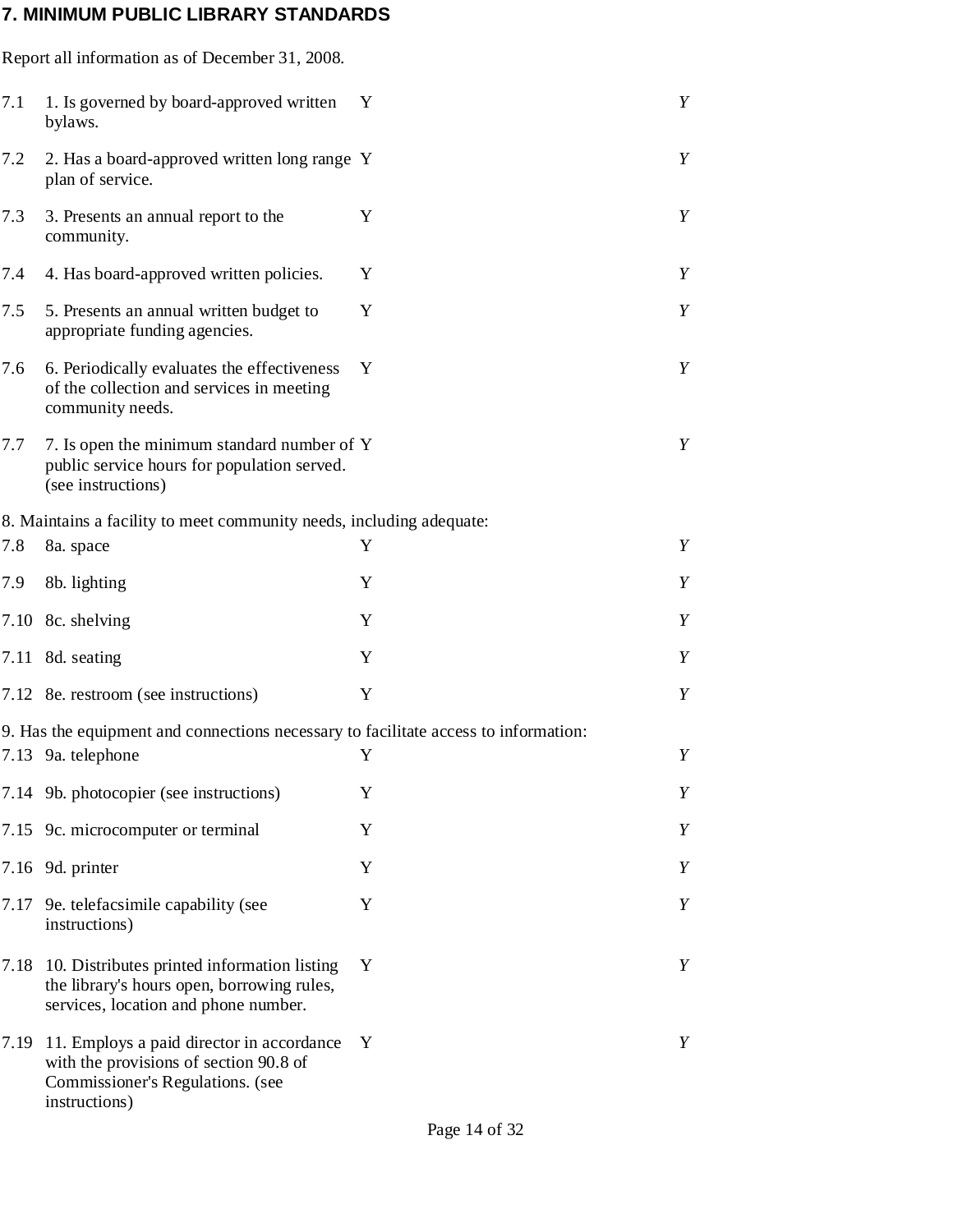## 7. MINIMUM PUBLIC LIBRARY STANDARDS

Report all information as of December 31, 2008.

| | | | |
|---|---|---|---|
| 7.1 | 1. Is governed by board-approved written bylaws. | Y | *Y* |
| 7.2 | 2. Has a board-approved written long range plan of service. | Y | *Y* |
| 7.3 | 3. Presents an annual report to the community. | Y | *Y* |
| 7.4 | 4. Has board-approved written policies. | Y | *Y* |
| 7.5 | 5. Presents an annual written budget to appropriate funding agencies. | Y | *Y* |
| 7.6 | 6. Periodically evaluates the effectiveness of the collection and services in meeting community needs. | Y | *Y* |
| 7.7 | 7. Is open the minimum standard number of public service hours for population served. (see instructions) | Y | *Y* |
| | 8. Maintains a facility to meet community needs, including adequate: | | |
| 7.8 | 8a. space | Y | *Y* |
| 7.9 | 8b. lighting | Y | *Y* |
| 7.10 | 8c. shelving | Y | *Y* |
| 7.11 | 8d. seating | Y | *Y* |
| 7.12 | 8e. restroom (see instructions) | Y | *Y* |
| | 9. Has the equipment and connections necessary to facilitate access to information: | | |
| 7.13 | 9a. telephone | Y | *Y* |
| 7.14 | 9b. photocopier (see instructions) | Y | *Y* |
| 7.15 | 9c. microcomputer or terminal | Y | *Y* |
| 7.16 | 9d. printer | Y | *Y* |
| 7.17 | 9e. telefacsimile capability (see instructions) | Y | *Y* |
| 7.18 | 10. Distributes printed information listing the library's hours open, borrowing rules, services, location and phone number. | Y | *Y* |
| 7.19 | 11. Employs a paid director in accordance with the provisions of section 90.8 of Commissioner's Regulations. (see instructions) | Y | *Y* |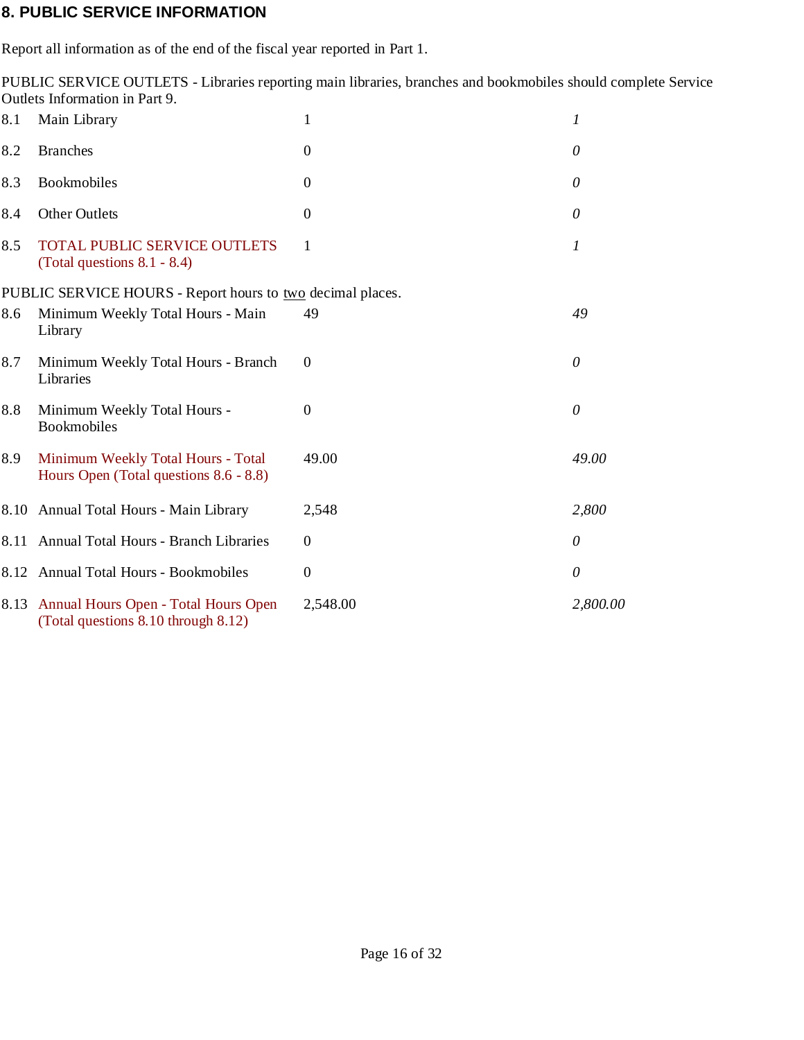## 8. PUBLIC SERVICE INFORMATION

Report all information as of the end of the fiscal year reported in Part 1.

PUBLIC SERVICE OUTLETS - Libraries reporting main libraries, branches and bookmobiles should complete Service Outlets Information in Part 9.

| | | | |
|---|---|---|---|
| 8.1 | Main Library | 1 | *1* |
| 8.2 | Branches | 0 | *0* |
| 8.3 | Bookmobiles | 0 | *0* |
| 8.4 | Other Outlets | 0 | *0* |
| 8.5 | TOTAL PUBLIC SERVICE OUTLETS (Total questions 8.1 - 8.4) | 1 | *1* |

PUBLIC SERVICE HOURS - Report hours to two decimal places.

| | | | |
|---|---|---|---|
| 8.6 | Minimum Weekly Total Hours - Main Library | 49 | *49* |
| 8.7 | Minimum Weekly Total Hours - Branch Libraries | 0 | *0* |
| 8.8 | Minimum Weekly Total Hours - Bookmobiles | 0 | *0* |
| 8.9 | Minimum Weekly Total Hours - Total Hours Open (Total questions 8.6 - 8.8) | 49.00 | *49.00* |
| 8.10 | Annual Total Hours - Main Library | 2,548 | *2,800* |
| 8.11 | Annual Total Hours - Branch Libraries | 0 | *0* |
| 8.12 | Annual Total Hours - Bookmobiles | 0 | *0* |
| 8.13 | Annual Hours Open - Total Hours Open (Total questions 8.10 through 8.12) | 2,548.00 | *2,800.00* |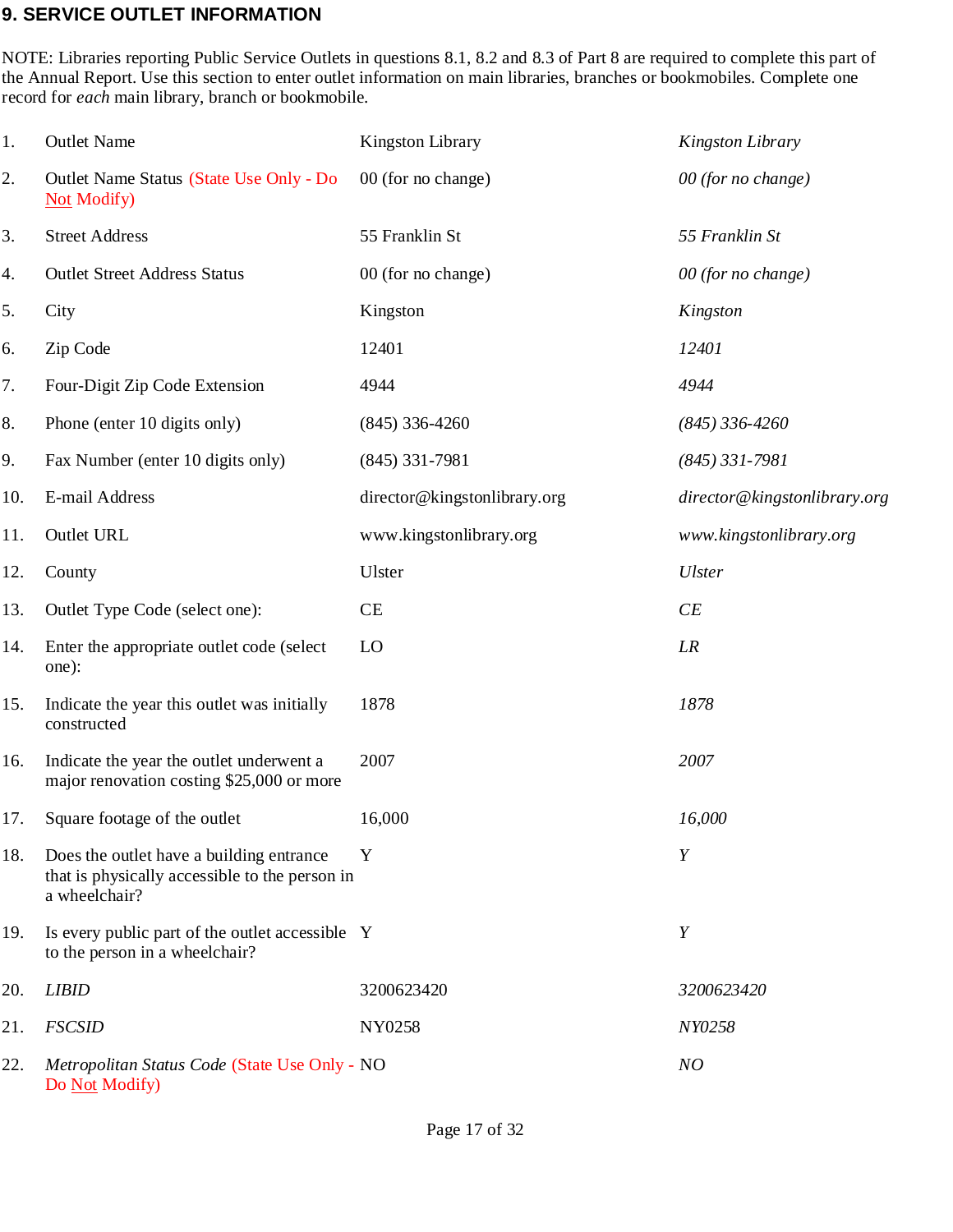## 9. SERVICE OUTLET INFORMATION

NOTE: Libraries reporting Public Service Outlets in questions 8.1, 8.2 and 8.3 of Part 8 are required to complete this part of the Annual Report. Use this section to enter outlet information on main libraries, branches or bookmobiles. Complete one record for *each* main library, branch or bookmobile.

| | | | |
|---|---|---|---|
| 1. | Outlet Name | Kingston Library | *Kingston Library* |
| 2. | Outlet Name Status (State Use Only - Do Not Modify) | 00 (for no change) | *00 (for no change)* |
| 3. | Street Address | 55 Franklin St | *55 Franklin St* |
| 4. | Outlet Street Address Status | 00 (for no change) | *00 (for no change)* |
| 5. | City | Kingston | *Kingston* |
| 6. | Zip Code | 12401 | *12401* |
| 7. | Four-Digit Zip Code Extension | 4944 | *4944* |
| 8. | Phone (enter 10 digits only) | (845) 336-4260 | *(845) 336-4260* |
| 9. | Fax Number (enter 10 digits only) | (845) 331-7981 | *(845) 331-7981* |
| 10. | E-mail Address | director@kingstonlibrary.org | *director@kingstonlibrary.org* |
| 11. | Outlet URL | www.kingstonlibrary.org | *www.kingstonlibrary.org* |
| 12. | County | Ulster | *Ulster* |
| 13. | Outlet Type Code (select one): | CE | *CE* |
| 14. | Enter the appropriate outlet code (select one): | LO | *LR* |
| 15. | Indicate the year this outlet was initially constructed | 1878 | *1878* |
| 16. | Indicate the year the outlet underwent a major renovation costing $25,000 or more | 2007 | *2007* |
| 17. | Square footage of the outlet | 16,000 | *16,000* |
| 18. | Does the outlet have a building entrance that is physically accessible to the person in a wheelchair? | Y | *Y* |
| 19. | Is every public part of the outlet accessible to the person in a wheelchair? | Y | *Y* |
| 20. | *LIBID* | 3200623420 | *3200623420* |
| 21. | *FSCSID* | NY0258 | *NY0258* |
| 22. | *Metropolitan Status Code* (State Use Only - Do Not Modify) | NO | *NO* |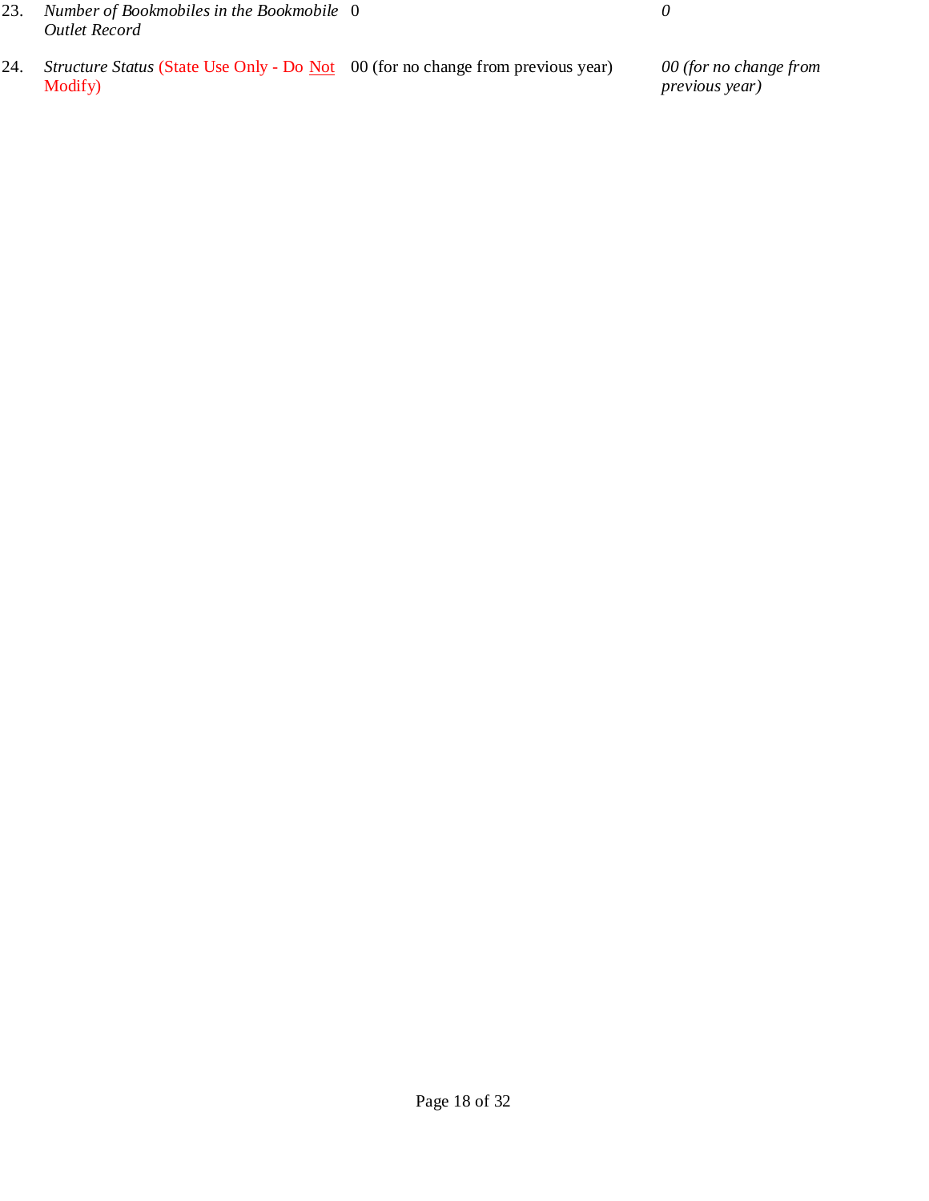| | | | |
|---|---|---|---|
| 23. | *Number of Bookmobiles in the Bookmobile Outlet Record* | 0 | *0* |
| 24. | *Structure Status* (State Use Only - Do Not Modify) | 00 (for no change from previous year) | *00 (for no change from previous year)* |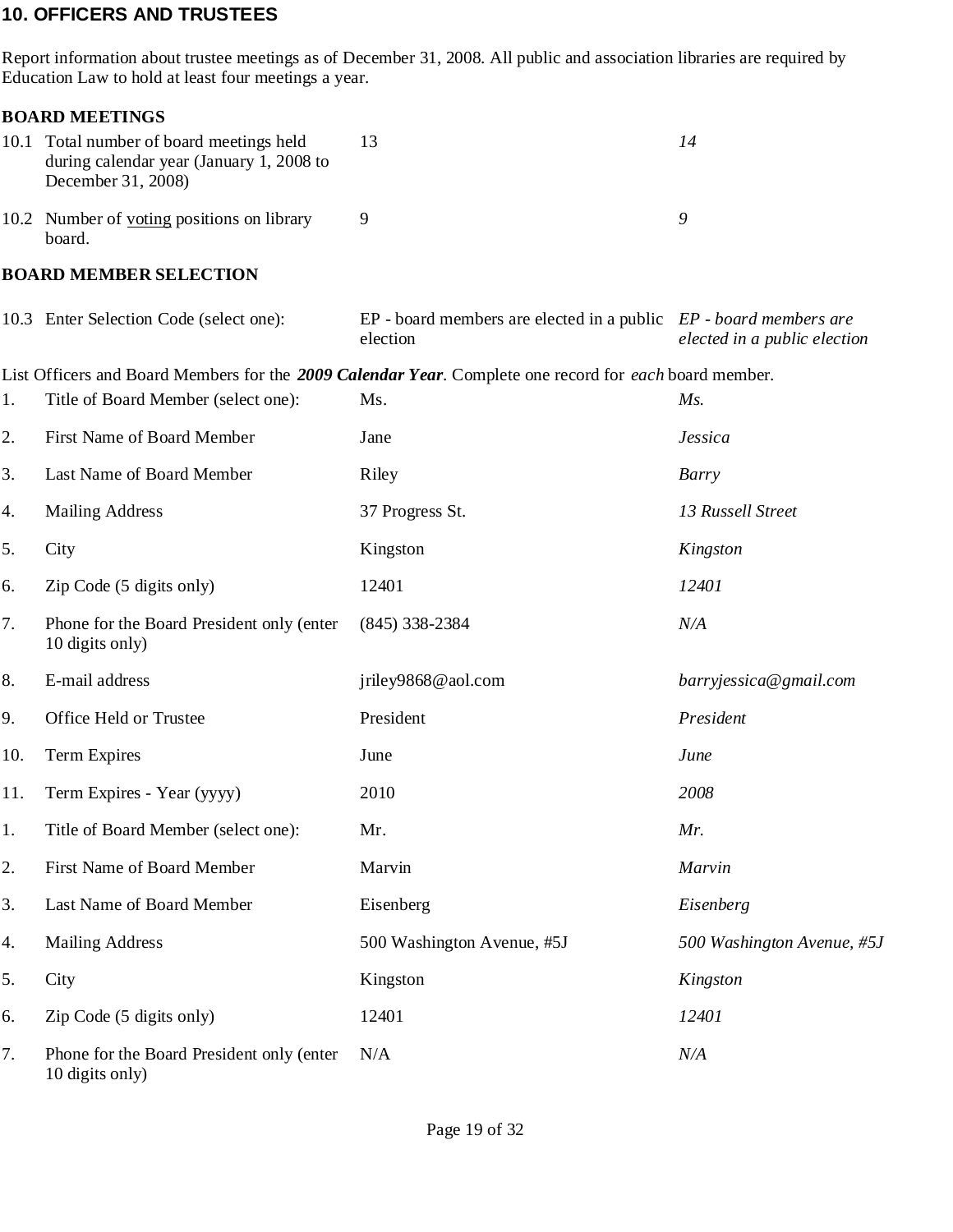## 10. OFFICERS AND TRUSTEES

Report information about trustee meetings as of December 31, 2008. All public and association libraries are required by Education Law to hold at least four meetings a year.

### BOARD MEETINGS

| | | | |
|---|---|---|---|
| 10.1 | Total number of board meetings held during calendar year (January 1, 2008 to December 31, 2008) | 13 | *14* |
| 10.2 | Number of voting positions on library board. | 9 | *9* |

### BOARD MEMBER SELECTION

| | | | |
|---|---|---|---|
| 10.3 | Enter Selection Code (select one): | EP - board members are elected in a public election | *EP - board members are elected in a public election* |

List Officers and Board Members for the ***2009 Calendar Year***. Complete one record for *each* board member.

| | | | |
|---|---|---|---|
| 1. | Title of Board Member (select one): | Ms. | *Ms.* |
| 2. | First Name of Board Member | Jane | *Jessica* |
| 3. | Last Name of Board Member | Riley | *Barry* |
| 4. | Mailing Address | 37 Progress St. | *13 Russell Street* |
| 5. | City | Kingston | *Kingston* |
| 6. | Zip Code (5 digits only) | 12401 | *12401* |
| 7. | Phone for the Board President only (enter 10 digits only) | (845) 338-2384 | *N/A* |
| 8. | E-mail address | jriley9868@aol.com | *barryjessica@gmail.com* |
| 9. | Office Held or Trustee | President | *President* |
| 10. | Term Expires | June | *June* |
| 11. | Term Expires - Year (yyyy) | 2010 | *2008* |
| 1. | Title of Board Member (select one): | Mr. | *Mr.* |
| 2. | First Name of Board Member | Marvin | *Marvin* |
| 3. | Last Name of Board Member | Eisenberg | *Eisenberg* |
| 4. | Mailing Address | 500 Washington Avenue, #5J | *500 Washington Avenue, #5J* |
| 5. | City | Kingston | *Kingston* |
| 6. | Zip Code (5 digits only) | 12401 | *12401* |
| 7. | Phone for the Board President only (enter 10 digits only) | N/A | *N/A* |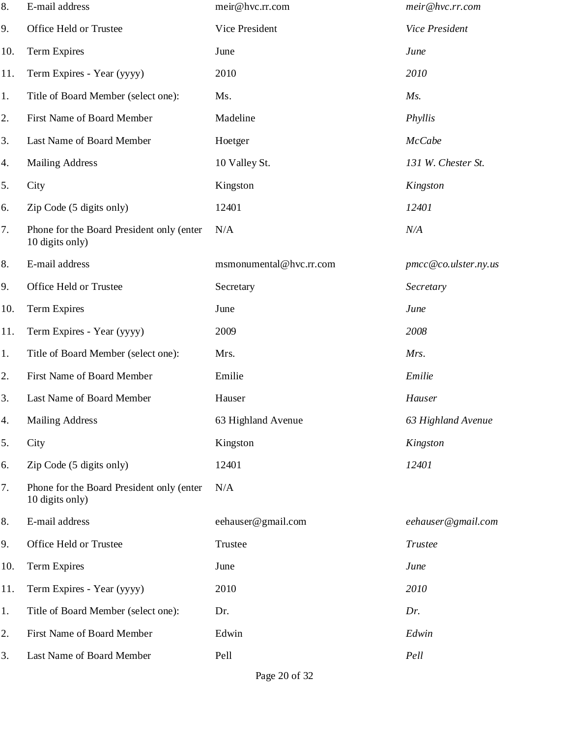| | | | |
|---|---|---|---|
| 8. | E-mail address | meir@hvc.rr.com | *meir@hvc.rr.com* |
| 9. | Office Held or Trustee | Vice President | *Vice President* |
| 10. | Term Expires | June | *June* |
| 11. | Term Expires - Year (yyyy) | 2010 | *2010* |
| 1. | Title of Board Member (select one): | Ms. | *Ms.* |
| 2. | First Name of Board Member | Madeline | *Phyllis* |
| 3. | Last Name of Board Member | Hoetger | *McCabe* |
| 4. | Mailing Address | 10 Valley St. | *131 W. Chester St.* |
| 5. | City | Kingston | *Kingston* |
| 6. | Zip Code (5 digits only) | 12401 | *12401* |
| 7. | Phone for the Board President only (enter 10 digits only) | N/A | *N/A* |
| 8. | E-mail address | msmonumental@hvc.rr.com | *pmcc@co.ulster.ny.us* |
| 9. | Office Held or Trustee | Secretary | *Secretary* |
| 10. | Term Expires | June | *June* |
| 11. | Term Expires - Year (yyyy) | 2009 | *2008* |
| 1. | Title of Board Member (select one): | Mrs. | *Mrs.* |
| 2. | First Name of Board Member | Emilie | *Emilie* |
| 3. | Last Name of Board Member | Hauser | *Hauser* |
| 4. | Mailing Address | 63 Highland Avenue | *63 Highland Avenue* |
| 5. | City | Kingston | *Kingston* |
| 6. | Zip Code (5 digits only) | 12401 | *12401* |
| 7. | Phone for the Board President only (enter 10 digits only) | N/A | |
| 8. | E-mail address | eehauser@gmail.com | *eehauser@gmail.com* |
| 9. | Office Held or Trustee | Trustee | *Trustee* |
| 10. | Term Expires | June | *June* |
| 11. | Term Expires - Year (yyyy) | 2010 | *2010* |
| 1. | Title of Board Member (select one): | Dr. | *Dr.* |
| 2. | First Name of Board Member | Edwin | *Edwin* |
| 3. | Last Name of Board Member | Pell | *Pell* |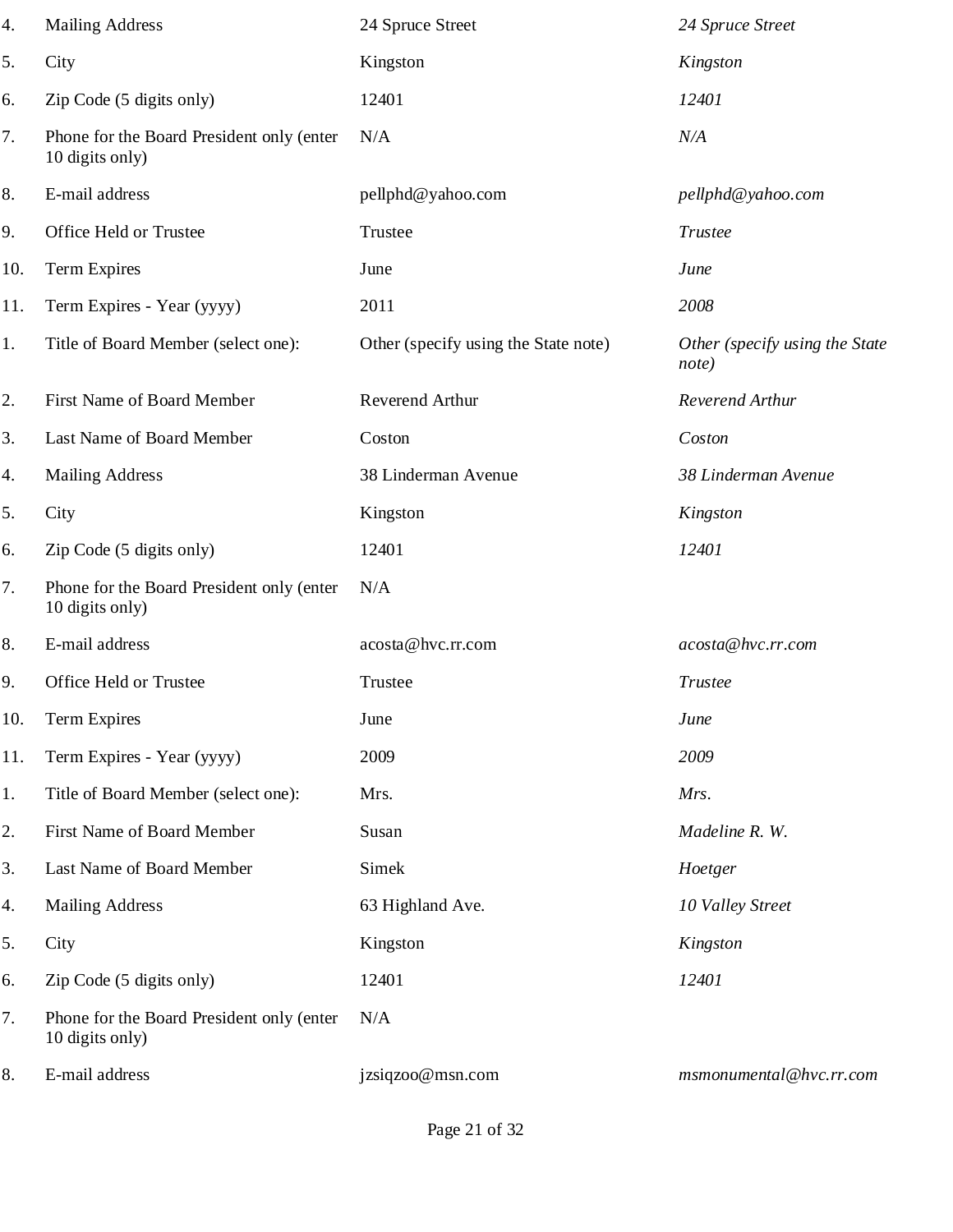| | | | |
|---|---|---|---|
| 4. | Mailing Address | 24 Spruce Street | *24 Spruce Street* |
| 5. | City | Kingston | *Kingston* |
| 6. | Zip Code (5 digits only) | 12401 | *12401* |
| 7. | Phone for the Board President only (enter 10 digits only) | N/A | *N/A* |
| 8. | E-mail address | pellphd@yahoo.com | *pellphd@yahoo.com* |
| 9. | Office Held or Trustee | Trustee | *Trustee* |
| 10. | Term Expires | June | *June* |
| 11. | Term Expires - Year (yyyy) | 2011 | *2008* |
| 1. | Title of Board Member (select one): | Other (specify using the State note) | *Other (specify using the State note)* |
| 2. | First Name of Board Member | Reverend Arthur | *Reverend Arthur* |
| 3. | Last Name of Board Member | Coston | *Coston* |
| 4. | Mailing Address | 38 Linderman Avenue | *38 Linderman Avenue* |
| 5. | City | Kingston | *Kingston* |
| 6. | Zip Code (5 digits only) | 12401 | *12401* |
| 7. | Phone for the Board President only (enter 10 digits only) | N/A | |
| 8. | E-mail address | acosta@hvc.rr.com | *acosta@hvc.rr.com* |
| 9. | Office Held or Trustee | Trustee | *Trustee* |
| 10. | Term Expires | June | *June* |
| 11. | Term Expires - Year (yyyy) | 2009 | *2009* |
| 1. | Title of Board Member (select one): | Mrs. | *Mrs.* |
| 2. | First Name of Board Member | Susan | *Madeline R. W.* |
| 3. | Last Name of Board Member | Simek | *Hoetger* |
| 4. | Mailing Address | 63 Highland Ave. | *10 Valley Street* |
| 5. | City | Kingston | *Kingston* |
| 6. | Zip Code (5 digits only) | 12401 | *12401* |
| 7. | Phone for the Board President only (enter 10 digits only) | N/A | |
| 8. | E-mail address | jzsiqzoo@msn.com | *msmonumental@hvc.rr.com* |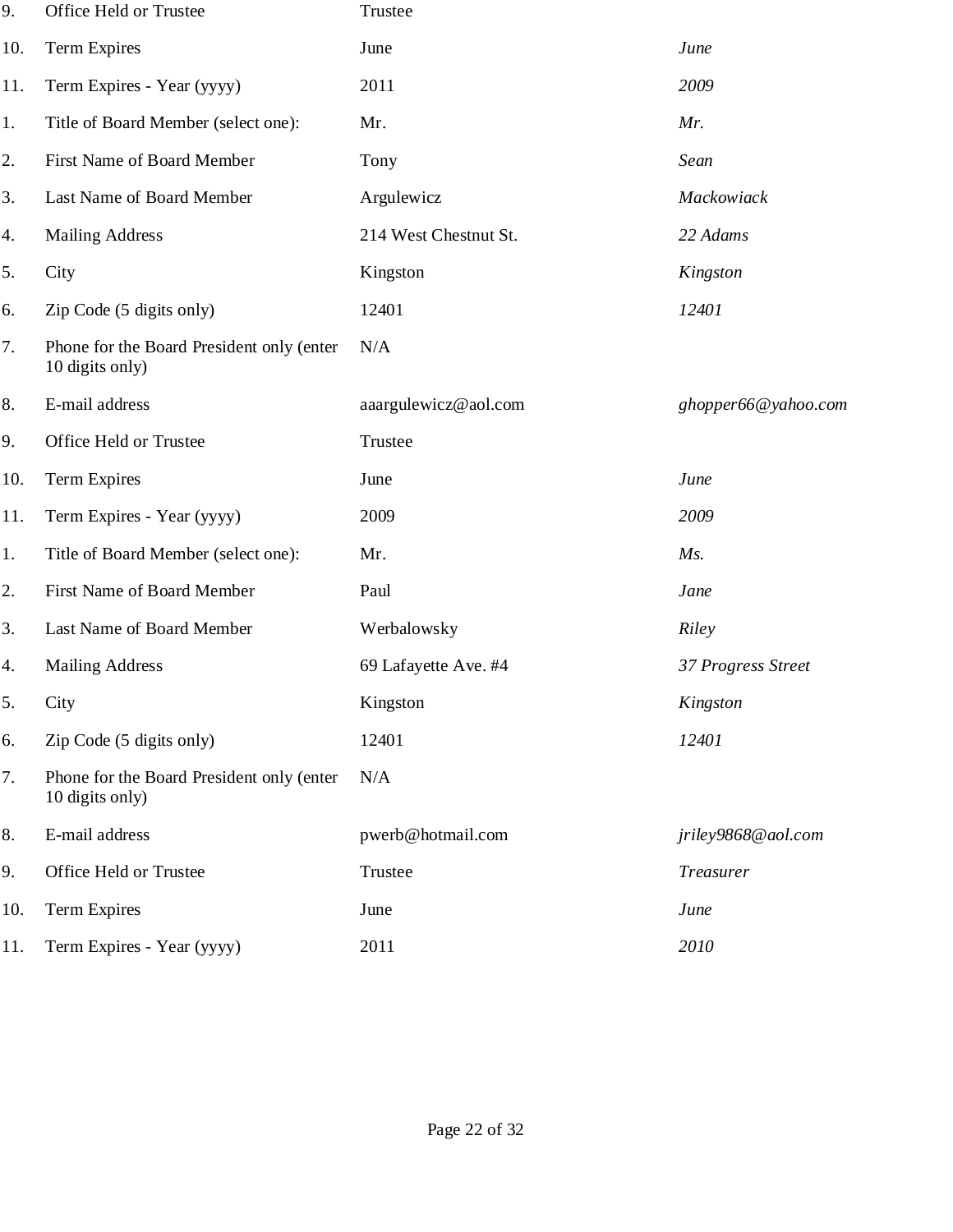| | | | |
|---|---|---|---|
| 9. | Office Held or Trustee | Trustee | |
| 10. | Term Expires | June | *June* |
| 11. | Term Expires - Year (yyyy) | 2011 | *2009* |
| 1. | Title of Board Member (select one): | Mr. | *Mr.* |
| 2. | First Name of Board Member | Tony | *Sean* |
| 3. | Last Name of Board Member | Argulewicz | *Mackowiack* |
| 4. | Mailing Address | 214 West Chestnut St. | *22 Adams* |
| 5. | City | Kingston | *Kingston* |
| 6. | Zip Code (5 digits only) | 12401 | *12401* |
| 7. | Phone for the Board President only (enter 10 digits only) | N/A | |
| 8. | E-mail address | aaargulewicz@aol.com | *ghopper66@yahoo.com* |
| 9. | Office Held or Trustee | Trustee | |
| 10. | Term Expires | June | *June* |
| 11. | Term Expires - Year (yyyy) | 2009 | *2009* |
| 1. | Title of Board Member (select one): | Mr. | *Ms.* |
| 2. | First Name of Board Member | Paul | *Jane* |
| 3. | Last Name of Board Member | Werbalowsky | *Riley* |
| 4. | Mailing Address | 69 Lafayette Ave. #4 | *37 Progress Street* |
| 5. | City | Kingston | *Kingston* |
| 6. | Zip Code (5 digits only) | 12401 | *12401* |
| 7. | Phone for the Board President only (enter 10 digits only) | N/A | |
| 8. | E-mail address | pwerb@hotmail.com | *jriley9868@aol.com* |
| 9. | Office Held or Trustee | Trustee | *Treasurer* |
| 10. | Term Expires | June | *June* |
| 11. | Term Expires - Year (yyyy) | 2011 | *2010* |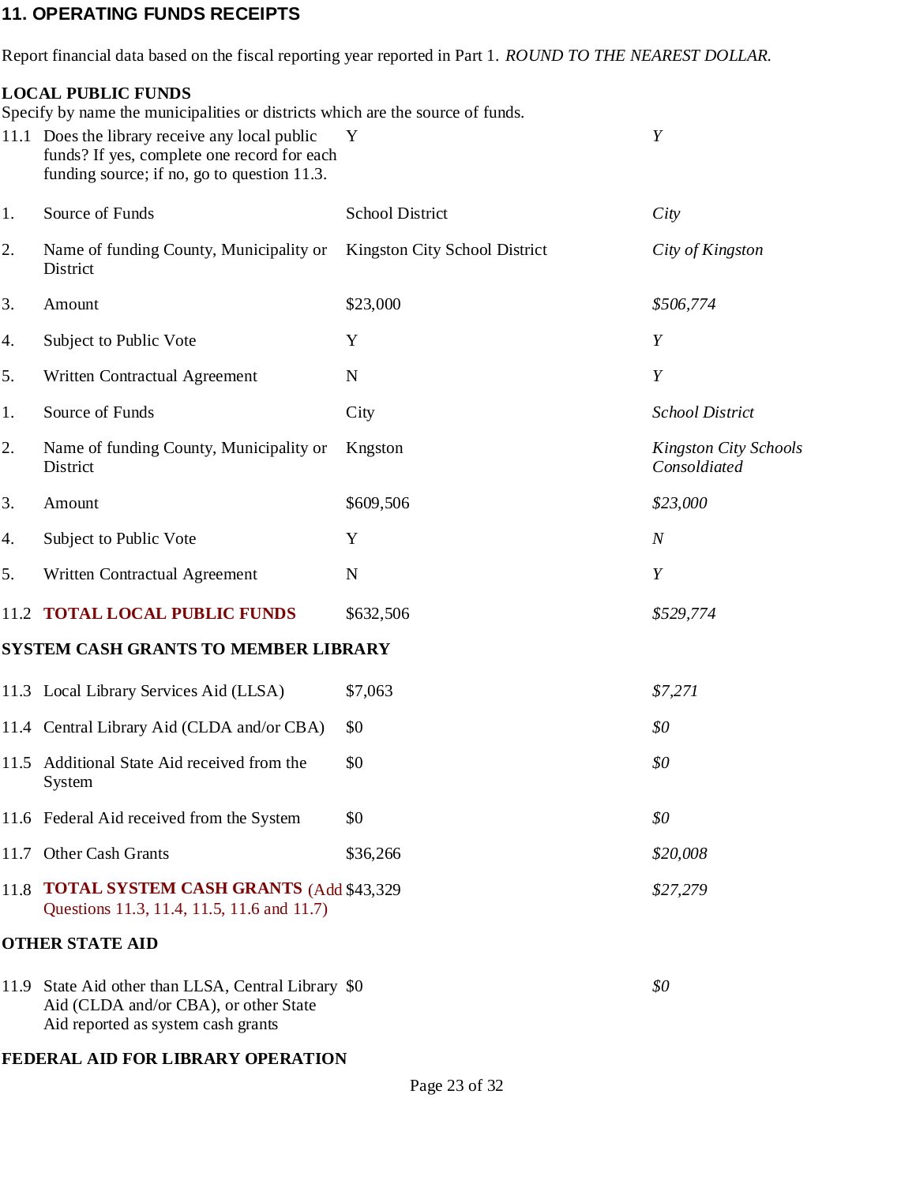## 11. OPERATING FUNDS RECEIPTS

Report financial data based on the fiscal reporting year reported in Part 1. *ROUND TO THE NEAREST DOLLAR.*

**LOCAL PUBLIC FUNDS**

Specify by name the municipalities or districts which are the source of funds.

| | | | |
|---|---|---|---|
| 11.1 | Does the library receive any local public funds? If yes, complete one record for each funding source; if no, go to question 11.3. | Y | *Y* |
| 1. | Source of Funds | School District | *City* |
| 2. | Name of funding County, Municipality or District | Kingston City School District | *City of Kingston* |
| 3. | Amount | $23,000 | *$506,774* |
| 4. | Subject to Public Vote | Y | *Y* |
| 5. | Written Contractual Agreement | N | *Y* |
| 1. | Source of Funds | City | *School District* |
| 2. | Name of funding County, Municipality or District | Kngston | *Kingston City Schools Consoldiated* |
| 3. | Amount | $609,506 | *$23,000* |
| 4. | Subject to Public Vote | Y | *N* |
| 5. | Written Contractual Agreement | N | *Y* |
| 11.2 | **TOTAL LOCAL PUBLIC FUNDS** | $632,506 | *$529,774* |

**SYSTEM CASH GRANTS TO MEMBER LIBRARY**

| | | | |
|---|---|---|---|
| 11.3 | Local Library Services Aid (LLSA) | $7,063 | *$7,271* |
| 11.4 | Central Library Aid (CLDA and/or CBA) | $0 | *$0* |
| 11.5 | Additional State Aid received from the System | $0 | *$0* |
| 11.6 | Federal Aid received from the System | $0 | *$0* |
| 11.7 | Other Cash Grants | $36,266 | *$20,008* |
| 11.8 | **TOTAL SYSTEM CASH GRANTS** (Add Questions 11.3, 11.4, 11.5, 11.6 and 11.7) | $43,329 | *$27,279* |

**OTHER STATE AID**

| | | | |
|---|---|---|---|
| 11.9 | State Aid other than LLSA, Central Library Aid (CLDA and/or CBA), or other State Aid reported as system cash grants | $0 | *$0* |

**FEDERAL AID FOR LIBRARY OPERATION**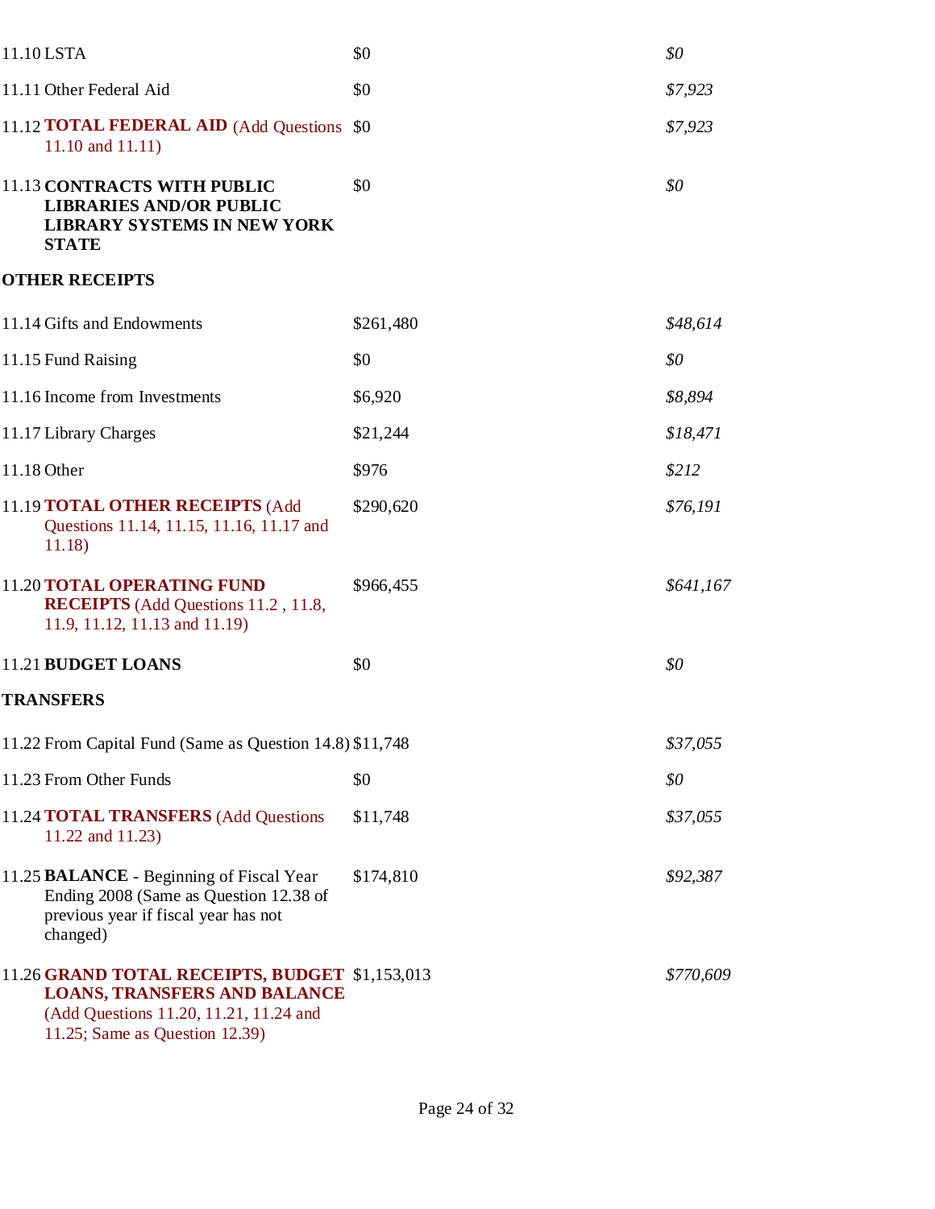| | | |
|---|---|---|
| 11.10 LSTA | $0 | *$0* |
| 11.11 Other Federal Aid | $0 | *$7,923* |
| 11.12 **TOTAL FEDERAL AID** (Add Questions 11.10 and 11.11) | $0 | *$7,923* |
| 11.13 **CONTRACTS WITH PUBLIC LIBRARIES AND/OR PUBLIC LIBRARY SYSTEMS IN NEW YORK STATE** | $0 | *$0* |
| **OTHER RECEIPTS** | | |
| 11.14 Gifts and Endowments | $261,480 | *$48,614* |
| 11.15 Fund Raising | $0 | *$0* |
| 11.16 Income from Investments | $6,920 | *$8,894* |
| 11.17 Library Charges | $21,244 | *$18,471* |
| 11.18 Other | $976 | *$212* |
| 11.19 **TOTAL OTHER RECEIPTS** (Add Questions 11.14, 11.15, 11.16, 11.17 and 11.18) | $290,620 | *$76,191* |
| 11.20 **TOTAL OPERATING FUND RECEIPTS** (Add Questions 11.2 , 11.8, 11.9, 11.12, 11.13 and 11.19) | $966,455 | *$641,167* |
| 11.21 **BUDGET LOANS** | $0 | *$0* |
| **TRANSFERS** | | |
| 11.22 From Capital Fund (Same as Question 14.8) | $11,748 | *$37,055* |
| 11.23 From Other Funds | $0 | *$0* |
| 11.24 **TOTAL TRANSFERS** (Add Questions 11.22 and 11.23) | $11,748 | *$37,055* |
| 11.25 **BALANCE** - Beginning of Fiscal Year Ending 2008 (Same as Question 12.38 of previous year if fiscal year has not changed) | $174,810 | *$92,387* |
| 11.26 **GRAND TOTAL RECEIPTS, BUDGET LOANS, TRANSFERS AND BALANCE** (Add Questions 11.20, 11.21, 11.24 and 11.25; Same as Question 12.39) | $1,153,013 | *$770,609* |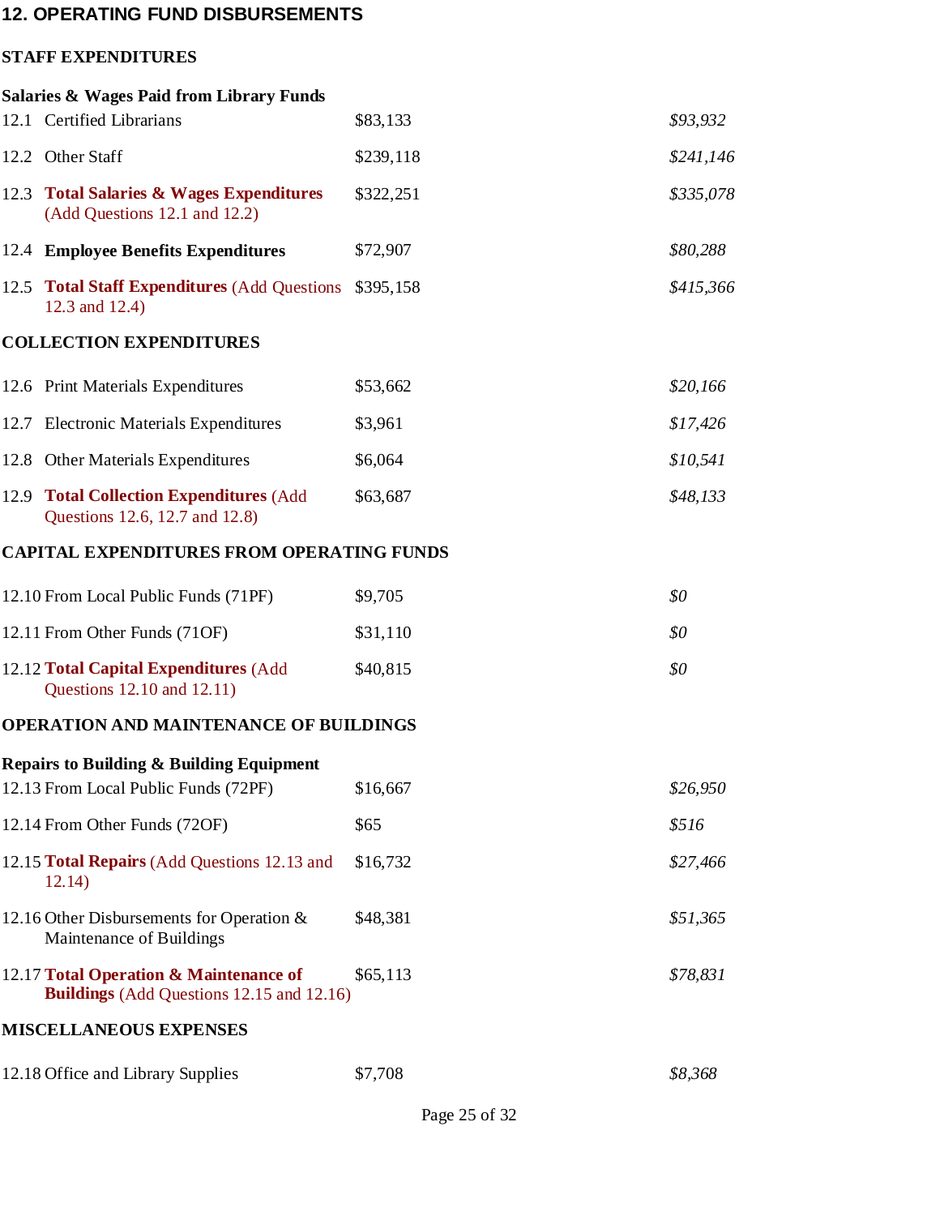## 12. OPERATING FUND DISBURSEMENTS

### STAFF EXPENDITURES

**Salaries & Wages Paid from Library Funds**

| | | | |
|---|---|---|---|
| 12.1 | Certified Librarians | $83,133 | *$93,932* |
| 12.2 | Other Staff | $239,118 | *$241,146* |
| 12.3 | **Total Salaries & Wages Expenditures** (Add Questions 12.1 and 12.2) | $322,251 | *$335,078* |
| 12.4 | **Employee Benefits Expenditures** | $72,907 | *$80,288* |
| 12.5 | **Total Staff Expenditures** (Add Questions 12.3 and 12.4) | $395,158 | *$415,366* |

### COLLECTION EXPENDITURES

| | | | |
|---|---|---|---|
| 12.6 | Print Materials Expenditures | $53,662 | *$20,166* |
| 12.7 | Electronic Materials Expenditures | $3,961 | *$17,426* |
| 12.8 | Other Materials Expenditures | $6,064 | *$10,541* |
| 12.9 | **Total Collection Expenditures** (Add Questions 12.6, 12.7 and 12.8) | $63,687 | *$48,133* |

### CAPITAL EXPENDITURES FROM OPERATING FUNDS

| | | | |
|---|---|---|---|
| 12.10 | From Local Public Funds (71PF) | $9,705 | *$0* |
| 12.11 | From Other Funds (71OF) | $31,110 | *$0* |
| 12.12 | **Total Capital Expenditures** (Add Questions 12.10 and 12.11) | $40,815 | *$0* |

### OPERATION AND MAINTENANCE OF BUILDINGS

**Repairs to Building & Building Equipment**

| | | | |
|---|---|---|---|
| 12.13 | From Local Public Funds (72PF) | $16,667 | *$26,950* |
| 12.14 | From Other Funds (72OF) | $65 | *$516* |
| 12.15 | **Total Repairs** (Add Questions 12.13 and 12.14) | $16,732 | *$27,466* |
| 12.16 | Other Disbursements for Operation & Maintenance of Buildings | $48,381 | *$51,365* |
| 12.17 | **Total Operation & Maintenance of Buildings** (Add Questions 12.15 and 12.16) | $65,113 | *$78,831* |

### MISCELLANEOUS EXPENSES

| | | | |
|---|---|---|---|
| 12.18 | Office and Library Supplies | $7,708 | *$8,368* |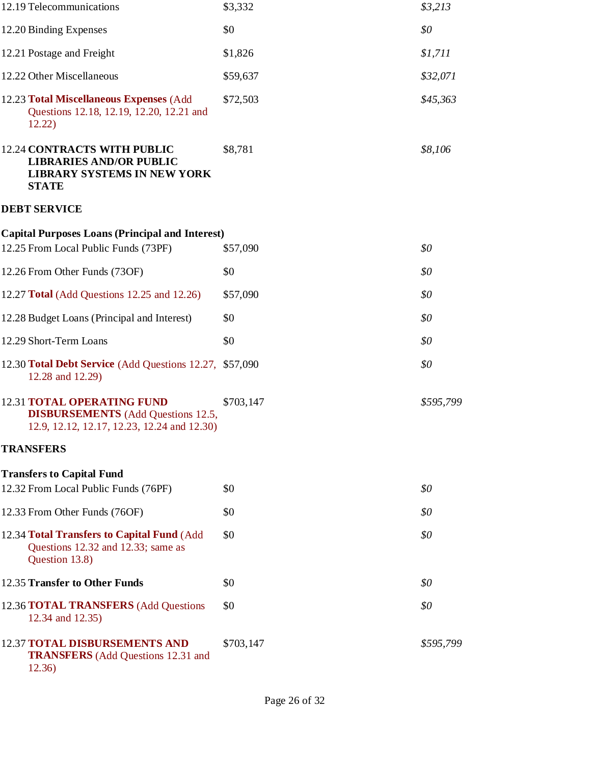| | | | |
|---|---|---|---|
| 12.19 | Telecommunications | $3,332 | *$3,213* |
| 12.20 | Binding Expenses | $0 | *$0* |
| 12.21 | Postage and Freight | $1,826 | *$1,711* |
| 12.22 | Other Miscellaneous | $59,637 | *$32,071* |
| 12.23 | **Total Miscellaneous Expenses** (Add Questions 12.18, 12.19, 12.20, 12.21 and 12.22) | $72,503 | *$45,363* |
| 12.24 | **CONTRACTS WITH PUBLIC LIBRARIES AND/OR PUBLIC LIBRARY SYSTEMS IN NEW YORK STATE** | $8,781 | *$8,106* |

**DEBT SERVICE**

**Capital Purposes Loans (Principal and Interest)**

| | | | |
|---|---|---|---|
| 12.25 | From Local Public Funds (73PF) | $57,090 | *$0* |
| 12.26 | From Other Funds (73OF) | $0 | *$0* |
| 12.27 | **Total** (Add Questions 12.25 and 12.26) | $57,090 | *$0* |
| 12.28 | Budget Loans (Principal and Interest) | $0 | *$0* |
| 12.29 | Short-Term Loans | $0 | *$0* |
| 12.30 | **Total Debt Service** (Add Questions 12.27, 12.28 and 12.29) | $57,090 | *$0* |
| 12.31 | **TOTAL OPERATING FUND DISBURSEMENTS** (Add Questions 12.5, 12.9, 12.12, 12.17, 12.23, 12.24 and 12.30) | $703,147 | *$595,799* |

**TRANSFERS**

**Transfers to Capital Fund**

| | | | |
|---|---|---|---|
| 12.32 | From Local Public Funds (76PF) | $0 | *$0* |
| 12.33 | From Other Funds (76OF) | $0 | *$0* |
| 12.34 | **Total Transfers to Capital Fund** (Add Questions 12.32 and 12.33; same as Question 13.8) | $0 | *$0* |
| 12.35 | **Transfer to Other Funds** | $0 | *$0* |
| 12.36 | **TOTAL TRANSFERS** (Add Questions 12.34 and 12.35) | $0 | *$0* |
| 12.37 | **TOTAL DISBURSEMENTS AND TRANSFERS** (Add Questions 12.31 and 12.36) | $703,147 | *$595,799* |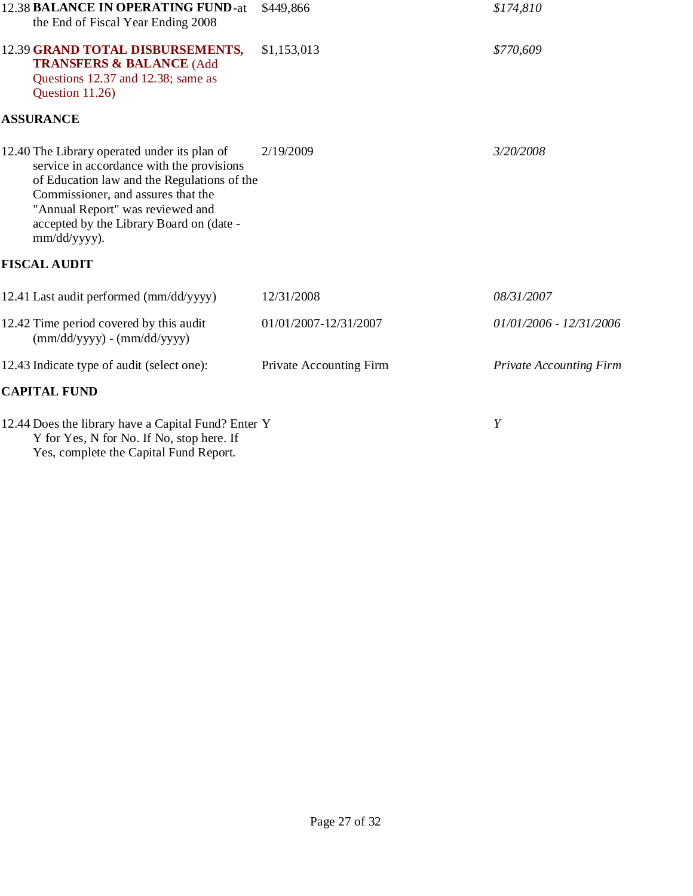| | | | |
|---|---|---|---|
| 12.38 | **BALANCE IN OPERATING FUND**-at the End of Fiscal Year Ending 2008 | $449,866 | *$174,810* |
| 12.39 | **GRAND TOTAL DISBURSEMENTS, TRANSFERS & BALANCE** (Add Questions 12.37 and 12.38; same as Question 11.26) | $1,153,013 | *$770,609* |

**ASSURANCE**

| | | | |
|---|---|---|---|
| 12.40 | The Library operated under its plan of service in accordance with the provisions of Education law and the Regulations of the Commissioner, and assures that the "Annual Report" was reviewed and accepted by the Library Board on (date - mm/dd/yyyy). | 2/19/2009 | *3/20/2008* |

**FISCAL AUDIT**

| | | | |
|---|---|---|---|
| 12.41 | Last audit performed (mm/dd/yyyy) | 12/31/2008 | *08/31/2007* |
| 12.42 | Time period covered by this audit (mm/dd/yyyy) - (mm/dd/yyyy) | 01/01/2007-12/31/2007 | *01/01/2006 - 12/31/2006* |
| 12.43 | Indicate type of audit (select one): | Private Accounting Firm | *Private Accounting Firm* |

**CAPITAL FUND**

| | | | |
|---|---|---|---|
| 12.44 | Does the library have a Capital Fund? Enter Y for Yes, N for No. If No, stop here. If Yes, complete the Capital Fund Report. | Y | *Y* |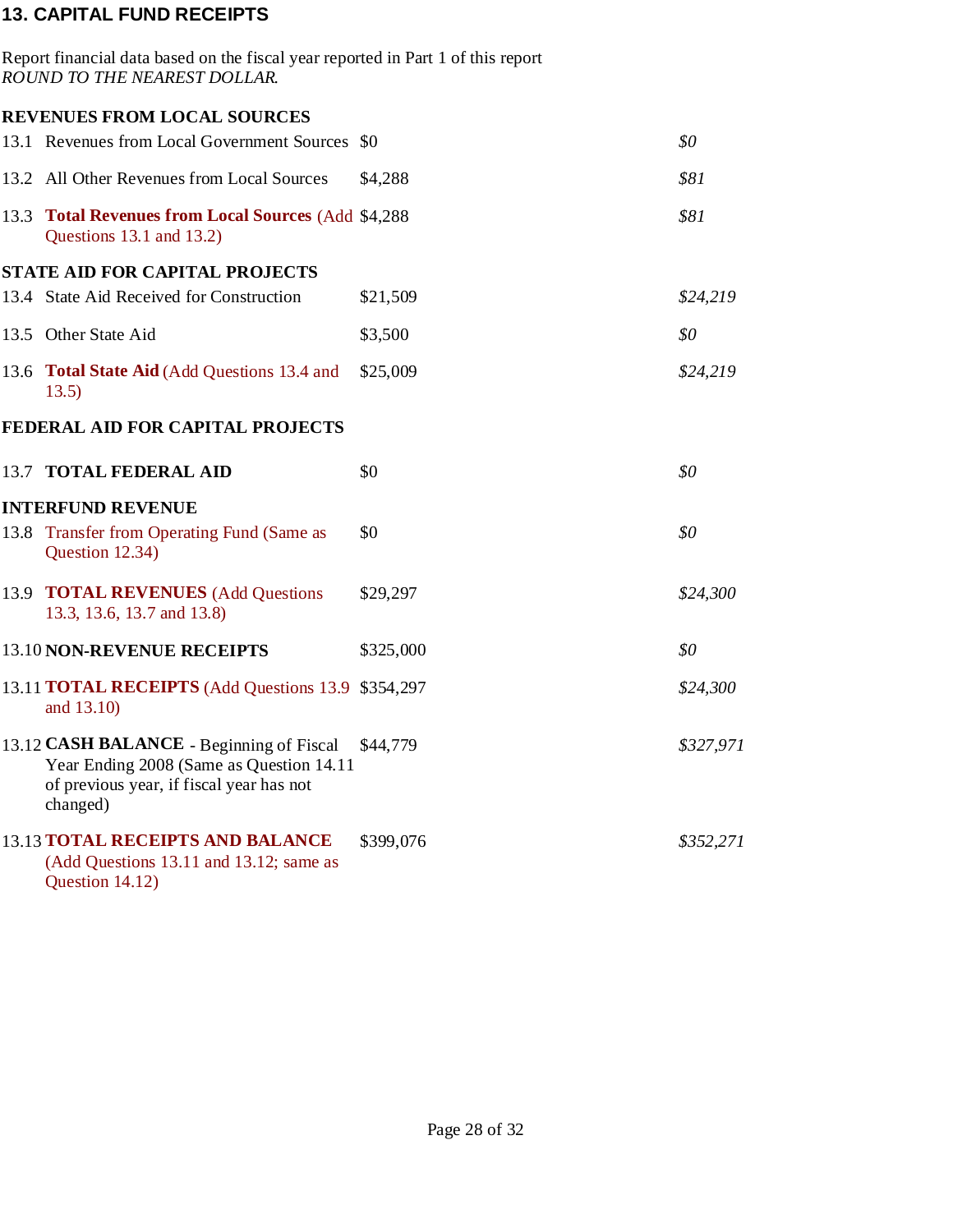## 13. CAPITAL FUND RECEIPTS

Report financial data based on the fiscal year reported in Part 1 of this report
*ROUND TO THE NEAREST DOLLAR.*

| | | | |
|---|---|---|---|
| **REVENUES FROM LOCAL SOURCES** | | | |
| 13.1 | Revenues from Local Government Sources | $0 | *$0* |
| 13.2 | All Other Revenues from Local Sources | $4,288 | *$81* |
| 13.3 | **Total Revenues from Local Sources** (Add Questions 13.1 and 13.2) | $4,288 | *$81* |
| **STATE AID FOR CAPITAL PROJECTS** | | | |
| 13.4 | State Aid Received for Construction | $21,509 | *$24,219* |
| 13.5 | Other State Aid | $3,500 | *$0* |
| 13.6 | **Total State Aid** (Add Questions 13.4 and 13.5) | $25,009 | *$24,219* |
| **FEDERAL AID FOR CAPITAL PROJECTS** | | | |
| 13.7 | **TOTAL FEDERAL AID** | $0 | *$0* |
| **INTERFUND REVENUE** | | | |
| 13.8 | Transfer from Operating Fund (Same as Question 12.34) | $0 | *$0* |
| 13.9 | **TOTAL REVENUES** (Add Questions 13.3, 13.6, 13.7 and 13.8) | $29,297 | *$24,300* |
| 13.10 | **NON-REVENUE RECEIPTS** | $325,000 | *$0* |
| 13.11 | **TOTAL RECEIPTS** (Add Questions 13.9 and 13.10) | $354,297 | *$24,300* |
| 13.12 | **CASH BALANCE** - Beginning of Fiscal Year Ending 2008 (Same as Question 14.11 of previous year, if fiscal year has not changed) | $44,779 | *$327,971* |
| 13.13 | **TOTAL RECEIPTS AND BALANCE** (Add Questions 13.11 and 13.12; same as Question 14.12) | $399,076 | *$352,271* |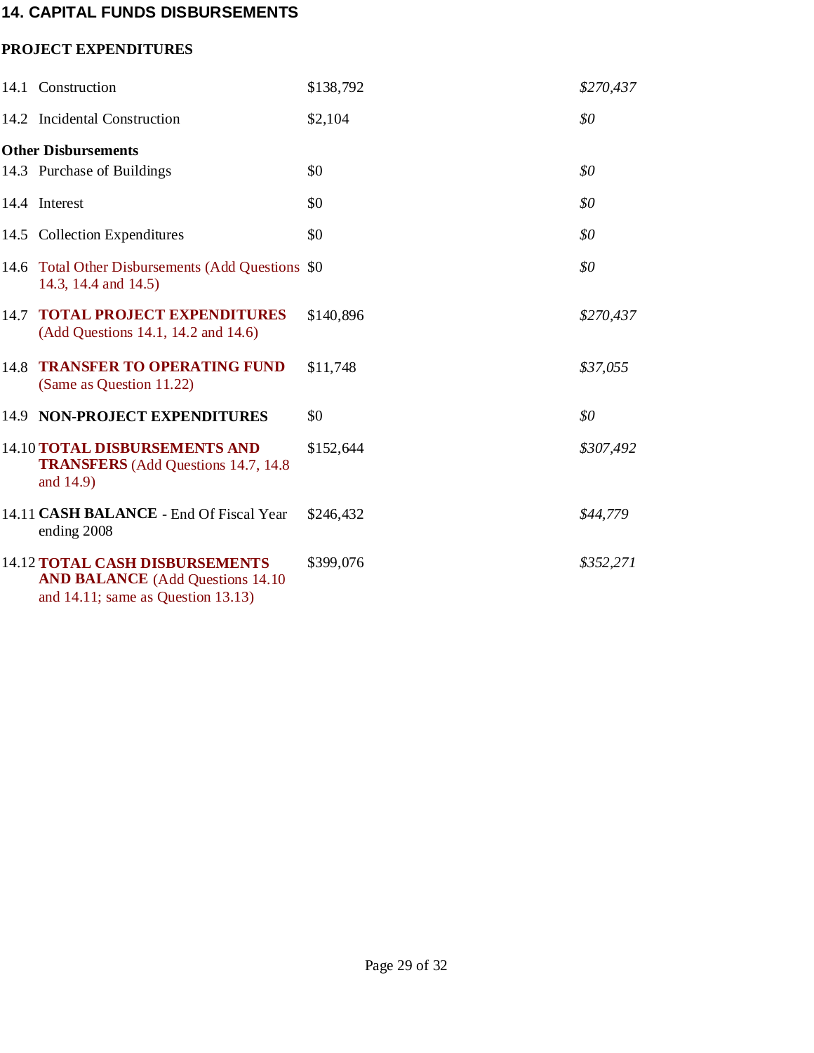### 14. CAPITAL FUNDS DISBURSEMENTS

**PROJECT EXPENDITURES**

| | | | |
|---|---|---|---|
| 14.1 | Construction | $138,792 | *$270,437* |
| 14.2 | Incidental Construction | $2,104 | *$0* |
| **Other Disbursements** | | | |
| 14.3 | Purchase of Buildings | $0 | *$0* |
| 14.4 | Interest | $0 | *$0* |
| 14.5 | Collection Expenditures | $0 | *$0* |
| 14.6 | Total Other Disbursements (Add Questions 14.3, 14.4 and 14.5) | $0 | *$0* |
| 14.7 | **TOTAL PROJECT EXPENDITURES** (Add Questions 14.1, 14.2 and 14.6) | $140,896 | *$270,437* |
| 14.8 | **TRANSFER TO OPERATING FUND** (Same as Question 11.22) | $11,748 | *$37,055* |
| 14.9 | **NON-PROJECT EXPENDITURES** | $0 | *$0* |
| 14.10 | **TOTAL DISBURSEMENTS AND TRANSFERS** (Add Questions 14.7, 14.8 and 14.9) | $152,644 | *$307,492* |
| 14.11 | **CASH BALANCE** - End Of Fiscal Year ending 2008 | $246,432 | *$44,779* |
| 14.12 | **TOTAL CASH DISBURSEMENTS AND BALANCE** (Add Questions 14.10 and 14.11; same as Question 13.13) | $399,076 | *$352,271* |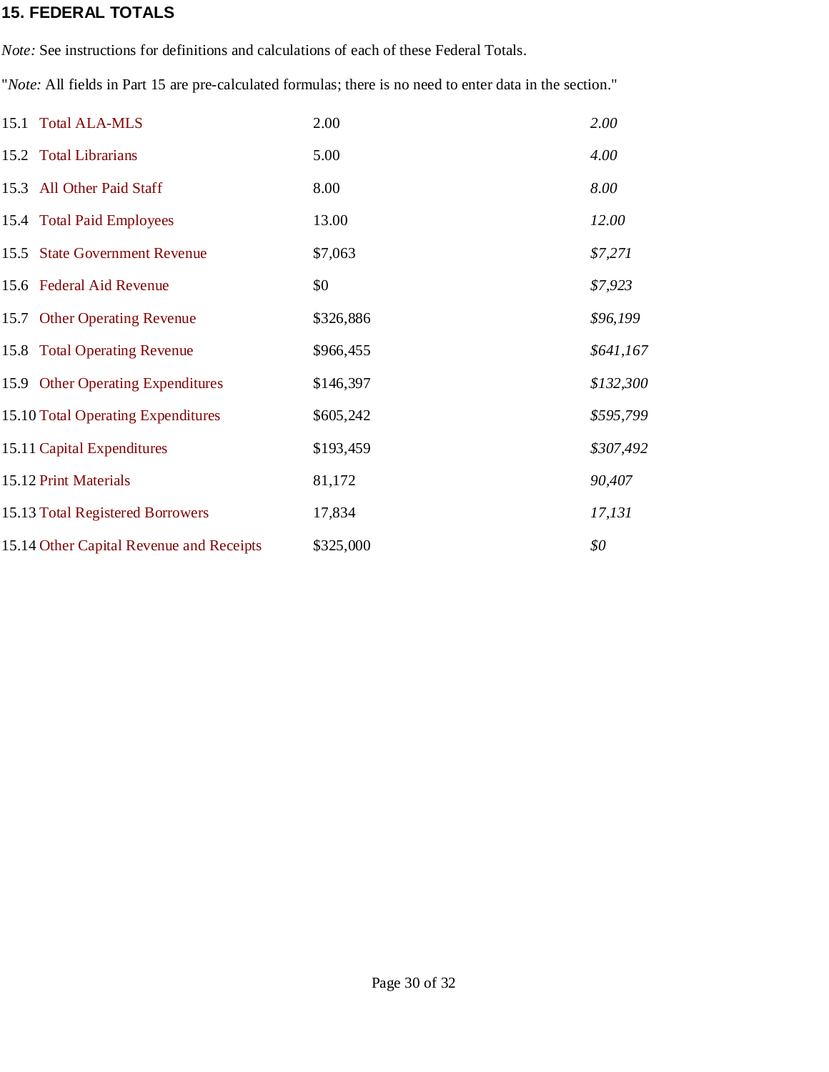### 15. FEDERAL TOTALS

*Note:* See instructions for definitions and calculations of each of these Federal Totals.

"*Note:* All fields in Part 15 are pre-calculated formulas; there is no need to enter data in the section."

| | | | |
|---|---|---|---|
| 15.1 | Total ALA-MLS | 2.00 | *2.00* |
| 15.2 | Total Librarians | 5.00 | *4.00* |
| 15.3 | All Other Paid Staff | 8.00 | *8.00* |
| 15.4 | Total Paid Employees | 13.00 | *12.00* |
| 15.5 | State Government Revenue | $7,063 | *$7,271* |
| 15.6 | Federal Aid Revenue | $0 | *$7,923* |
| 15.7 | Other Operating Revenue | $326,886 | *$96,199* |
| 15.8 | Total Operating Revenue | $966,455 | *$641,167* |
| 15.9 | Other Operating Expenditures | $146,397 | *$132,300* |
| 15.10 | Total Operating Expenditures | $605,242 | *$595,799* |
| 15.11 | Capital Expenditures | $193,459 | *$307,492* |
| 15.12 | Print Materials | 81,172 | *90,407* |
| 15.13 | Total Registered Borrowers | 17,834 | *17,131* |
| 15.14 | Other Capital Revenue and Receipts | $325,000 | *$0* |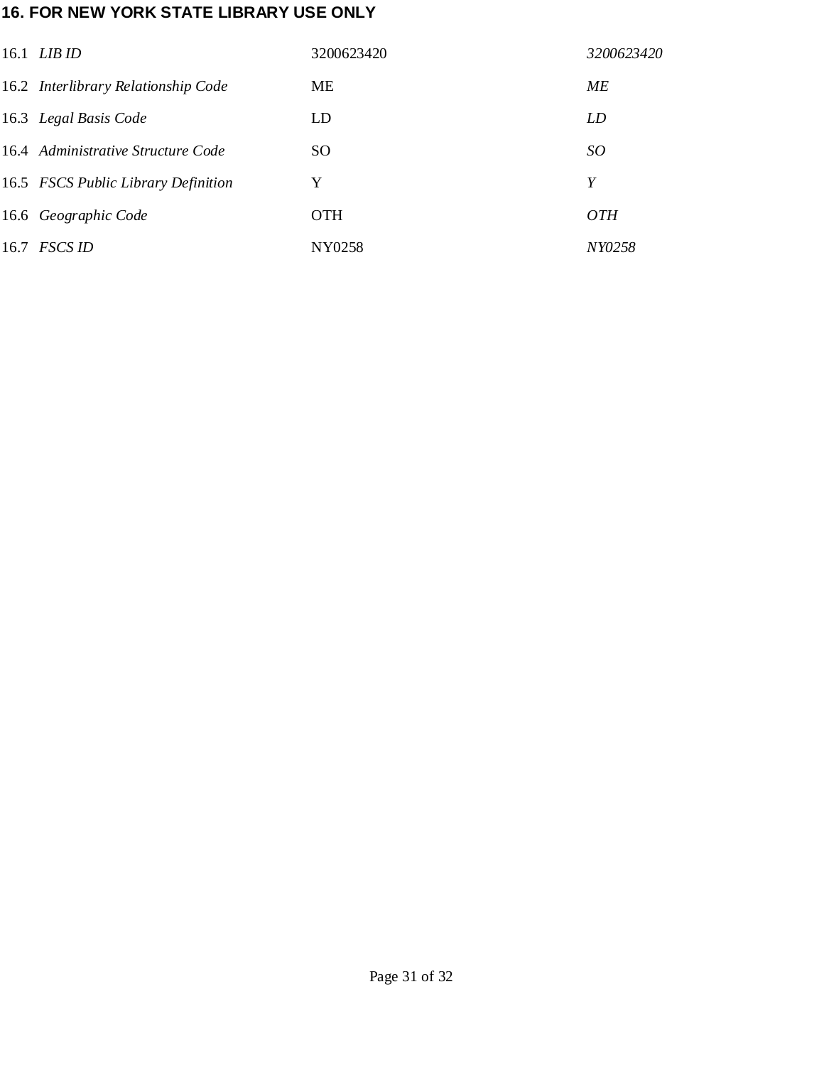## 16. FOR NEW YORK STATE LIBRARY USE ONLY

| | | |
|---|---|---|
| 16.1 *LIB ID* | 3200623420 | *3200623420* |
| 16.2 *Interlibrary Relationship Code* | ME | *ME* |
| 16.3 *Legal Basis Code* | LD | *LD* |
| 16.4 *Administrative Structure Code* | SO | *SO* |
| 16.5 *FSCS Public Library Definition* | Y | *Y* |
| 16.6 *Geographic Code* | OTH | *OTH* |
| 16.7 *FSCS ID* | NY0258 | *NY0258* |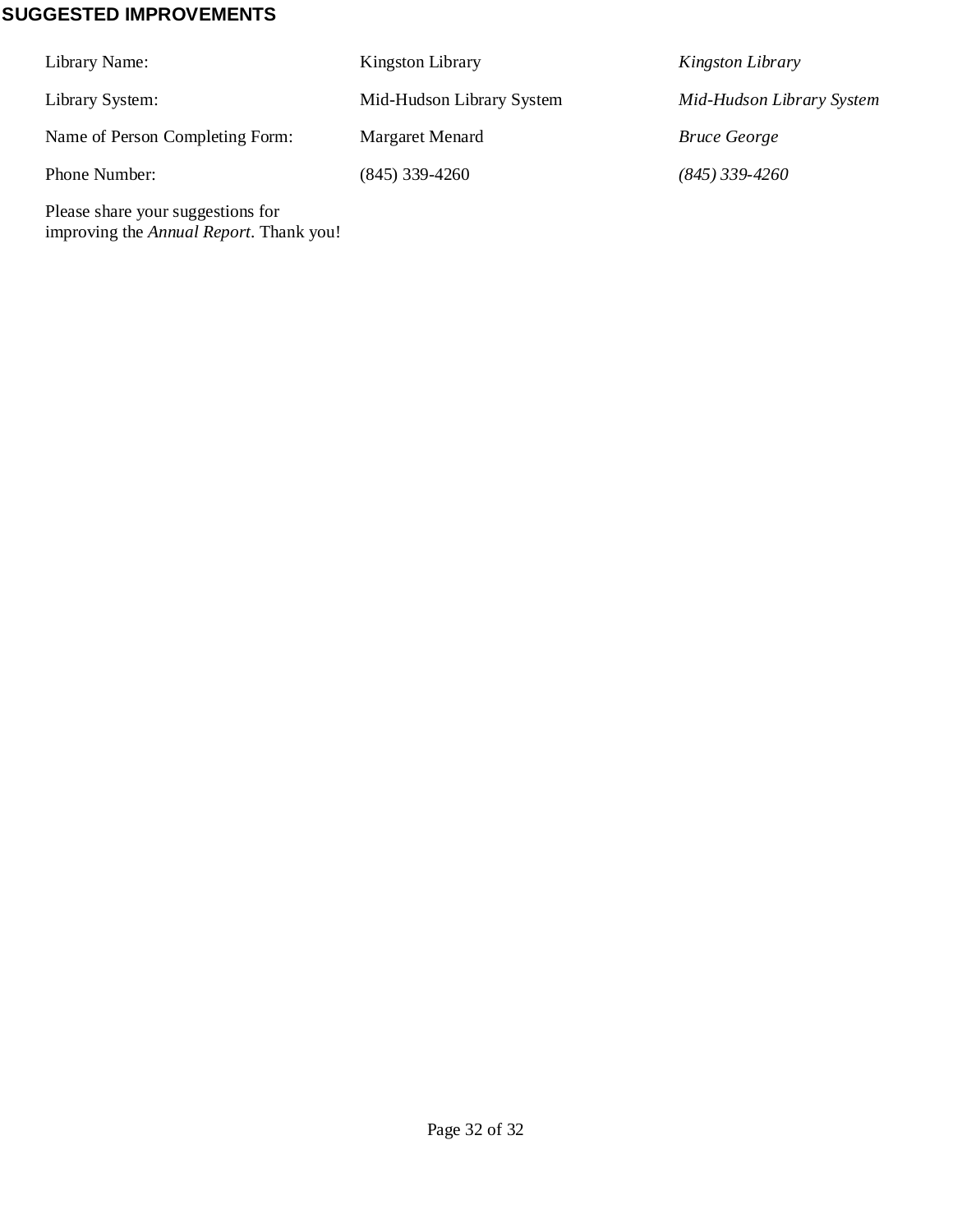## SUGGESTED IMPROVEMENTS

| | | |
|---|---|---|
| Library Name: | Kingston Library | *Kingston Library* |
| Library System: | Mid-Hudson Library System | *Mid-Hudson Library System* |
| Name of Person Completing Form: | Margaret Menard | *Bruce George* |
| Phone Number: | (845) 339-4260 | *(845) 339-4260* |
| Please share your suggestions for improving the *Annual Report*. Thank you! | | |